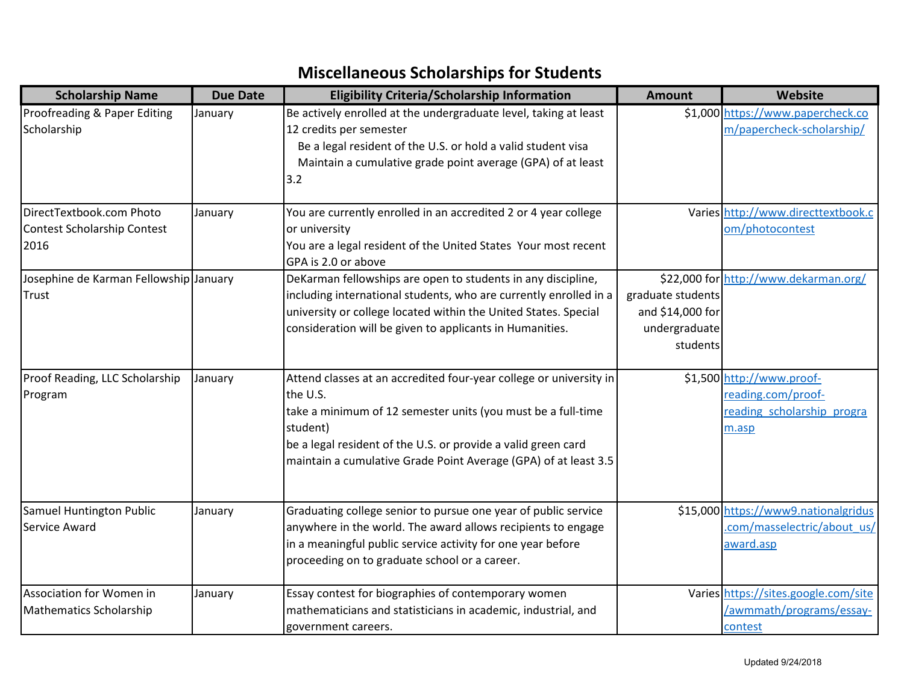# Miscellaneous Scholarships for Students

| Scholarship Name | Due Date | Eligibility Criteria/Scholarship Information | Amount | Website |
|---|---|---|---|---|
| Proofreading & Paper Editing Scholarship | January | Be actively enrolled at the undergraduate level, taking at least 12 credits per semester Be a legal resident of the U.S. or hold a valid student visa Maintain a cumulative grade point average (GPA) of at least 3.2 | $1,000 | https://www.papercheck.com/papercheck-scholarship/ |
| DirectTextbook.com Photo Contest Scholarship Contest 2016 | January | You are currently enrolled in an accredited 2 or 4 year college or university You are a legal resident of the United States Your most recent GPA is 2.0 or above | Varies | http://www.directtextbook.com/photocontest |
| Josephine de Karman Fellowship Trust | January | DeKarman fellowships are open to students in any discipline, including international students, who are currently enrolled in a university or college located within the United States. Special consideration will be given to applicants in Humanities. | $22,000 for graduate students and $14,000 for undergraduate students | http://www.dekarman.org/ |
| Proof Reading, LLC Scholarship Program | January | Attend classes at an accredited four-year college or university in the U.S. take a minimum of 12 semester units (you must be a full-time student) be a legal resident of the U.S. or provide a valid green card maintain a cumulative Grade Point Average (GPA) of at least 3.5 | $1,500 | http://www.proof-reading.com/proof-reading_scholarship_program.asp |
| Samuel Huntington Public Service Award | January | Graduating college senior to pursue one year of public service anywhere in the world. The award allows recipients to engage in a meaningful public service activity for one year before proceeding on to graduate school or a career. | $15,000 | https://www9.nationalgridus.com/masselectric/about_us/award.asp |
| Association for Women in Mathematics Scholarship | January | Essay contest for biographies of contemporary women mathematicians and statisticians in academic, industrial, and government careers. | Varies | https://sites.google.com/site/awmmath/programs/essay-contest |

Updated 9/24/2018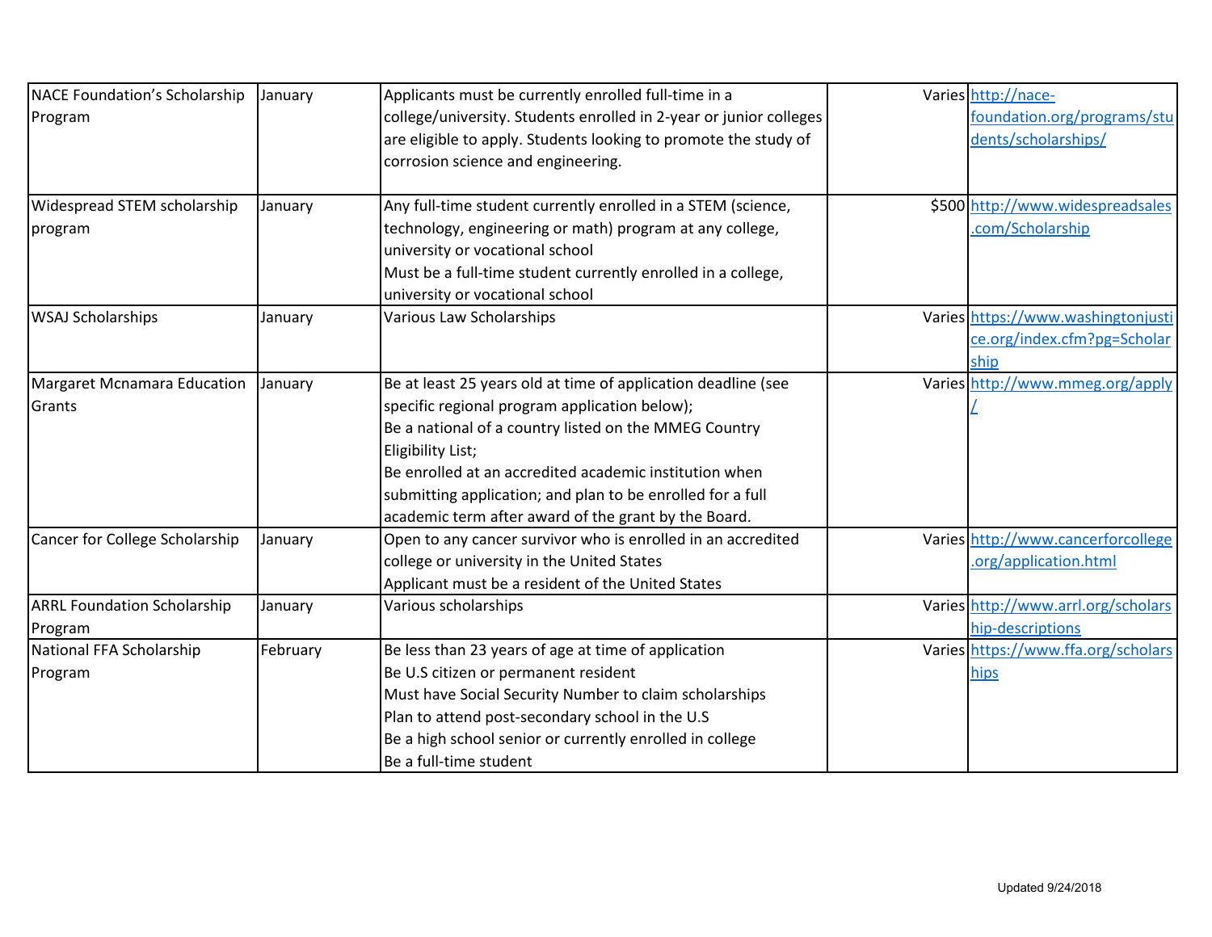| | | | | |
|---|---|---|---|---|
| NACE Foundation's Scholarship Program | January | Applicants must be currently enrolled full-time in a college/university. Students enrolled in 2-year or junior colleges are eligible to apply. Students looking to promote the study of corrosion science and engineering. | Varies | http://nace-foundation.org/programs/students/scholarships/ |
| Widespread STEM scholarship program | January | Any full-time student currently enrolled in a STEM (science, technology, engineering or math) program at any college, university or vocational school<br>Must be a full-time student currently enrolled in a college, university or vocational school | $500 | http://www.widespreadsales.com/Scholarship |
| WSAJ Scholarships | January | Various Law Scholarships | Varies | https://www.washingtonjustice.org/index.cfm?pg=Scholarship |
| Margaret Mcnamara Education Grants | January | Be at least 25 years old at time of application deadline (see specific regional program application below);<br>Be a national of a country listed on the MMEG Country Eligibility List;<br>Be enrolled at an accredited academic institution when submitting application; and plan to be enrolled for a full academic term after award of the grant by the Board. | Varies | http://www.mmeg.org/apply/ |
| Cancer for College Scholarship | January | Open to any cancer survivor who is enrolled in an accredited college or university in the United States<br>Applicant must be a resident of the United States | Varies | http://www.cancerforcollege.org/application.html |
| ARRL Foundation Scholarship Program | January | Various scholarships | Varies | http://www.arrl.org/scholarship-descriptions |
| National FFA Scholarship Program | February | Be less than 23 years of age at time of application<br>Be U.S citizen or permanent resident<br>Must have Social Security Number to claim scholarships<br>Plan to attend post-secondary school in the U.S<br>Be a high school senior or currently enrolled in college<br>Be a full-time student | Varies | https://www.ffa.org/scholarships |

Updated 9/24/2018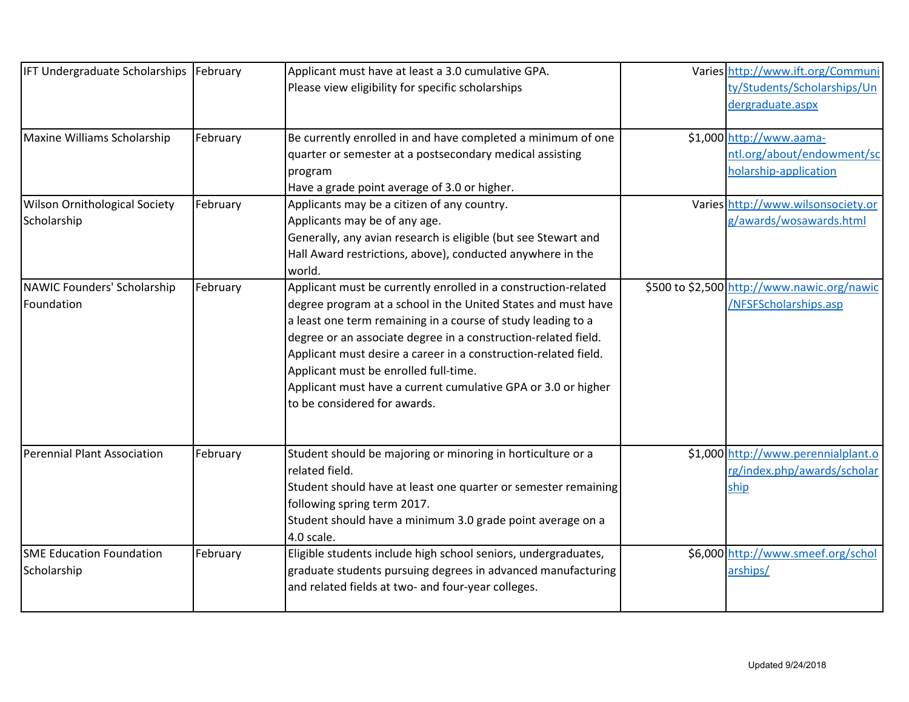| | | | | |
|---|---|---|---|---|
| IFT Undergraduate Scholarships | February | Applicant must have at least a 3.0 cumulative GPA.<br>Please view eligibility for specific scholarships | Varies | http://www.ift.org/Community/Students/Scholarships/Undergraduate.aspx |
| Maxine Williams Scholarship | February | Be currently enrolled in and have completed a minimum of one quarter or semester at a postsecondary medical assisting program<br>Have a grade point average of 3.0 or higher. | $1,000 | http://www.aama-ntl.org/about/endowment/scholarship-application |
| Wilson Ornithological Society Scholarship | February | Applicants may be a citizen of any country.<br>Applicants may be of any age.<br>Generally, any avian research is eligible (but see Stewart and Hall Award restrictions, above), conducted anywhere in the world. | Varies | http://www.wilsonsociety.org/awards/wosawards.html |
| NAWIC Founders' Scholarship Foundation | February | Applicant must be currently enrolled in a construction-related degree program at a school in the United States and must have a least one term remaining in a course of study leading to a degree or an associate degree in a construction-related field.<br>Applicant must desire a career in a construction-related field.<br>Applicant must be enrolled full-time.<br>Applicant must have a current cumulative GPA or 3.0 or higher to be considered for awards. | $500 to $2,500 | http://www.nawic.org/nawic/NFSFScholarships.asp |
| Perennial Plant Association | February | Student should be majoring or minoring in horticulture or a related field.<br>Student should have at least one quarter or semester remaining following spring term 2017.<br>Student should have a minimum 3.0 grade point average on a 4.0 scale. | $1,000 | http://www.perennialplant.org/index.php/awards/scholarship |
| SME Education Foundation Scholarship | February | Eligible students include high school seniors, undergraduates, graduate students pursuing degrees in advanced manufacturing and related fields at two- and four-year colleges. | $6,000 | http://www.smeef.org/scholarships/ |

Updated 9/24/2018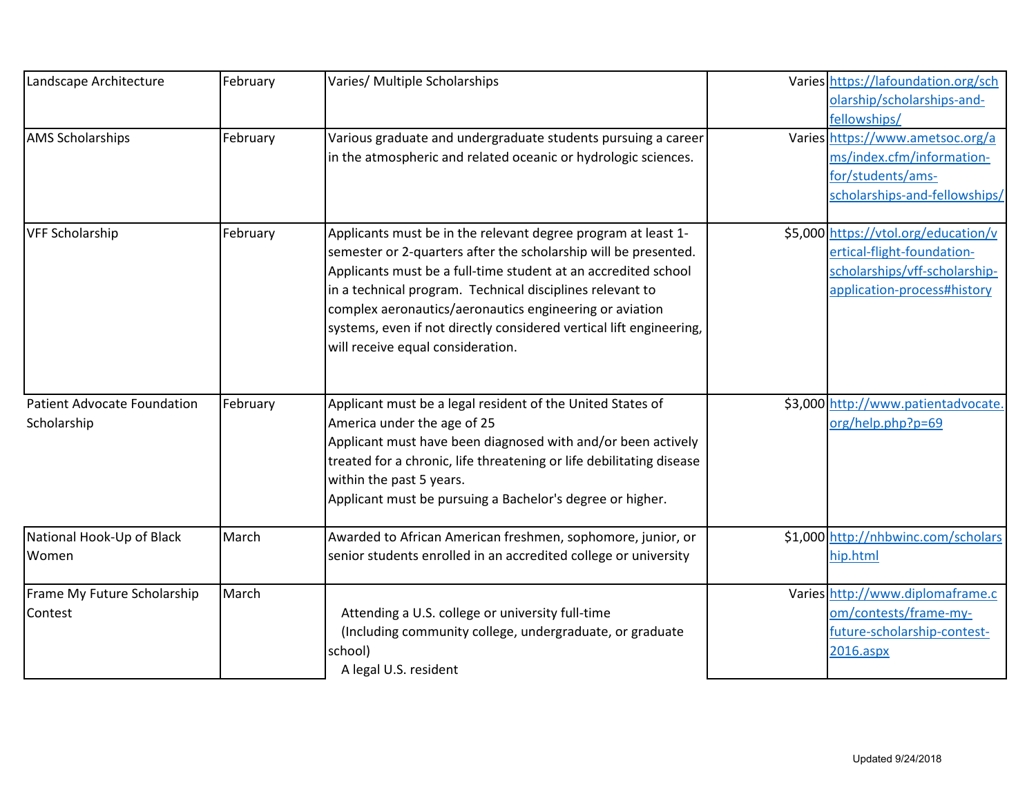| Landscape Architecture | February | Varies/ Multiple Scholarships | Varies | https://lafoundation.org/scholarship/scholarships-and-fellowships/ |
|---|---|---|---|---|
| AMS Scholarships | February | Various graduate and undergraduate students pursuing a career in the atmospheric and related oceanic or hydrologic sciences. | Varies | https://www.ametsoc.org/ams/index.cfm/information-for/students/ams-scholarships-and-fellowships/ |
| VFF Scholarship | February | Applicants must be in the relevant degree program at least 1-semester or 2-quarters after the scholarship will be presented. Applicants must be a full-time student at an accredited school in a technical program. Technical disciplines relevant to complex aeronautics/aeronautics engineering or aviation systems, even if not directly considered vertical lift engineering, will receive equal consideration. | $5,000 | https://vtol.org/education/vertical-flight-foundation-scholarships/vff-scholarship-application-process#history |
| Patient Advocate Foundation Scholarship | February | Applicant must be a legal resident of the United States of America under the age of 25<br>Applicant must have been diagnosed with and/or been actively treated for a chronic, life threatening or life debilitating disease within the past 5 years.<br>Applicant must be pursuing a Bachelor's degree or higher. | $3,000 | http://www.patientadvocate.org/help.php?p=69 |
| National Hook-Up of Black Women | March | Awarded to African American freshmen, sophomore, junior, or senior students enrolled in an accredited college or university | $1,000 | http://nhbwinc.com/scholarship.html |
| Frame My Future Scholarship Contest | March | Attending a U.S. college or university full-time<br>(Including community college, undergraduate, or graduate school)<br>A legal U.S. resident | Varies | http://www.diplomaframe.com/contests/frame-my-future-scholarship-contest-2016.aspx |

Updated 9/24/2018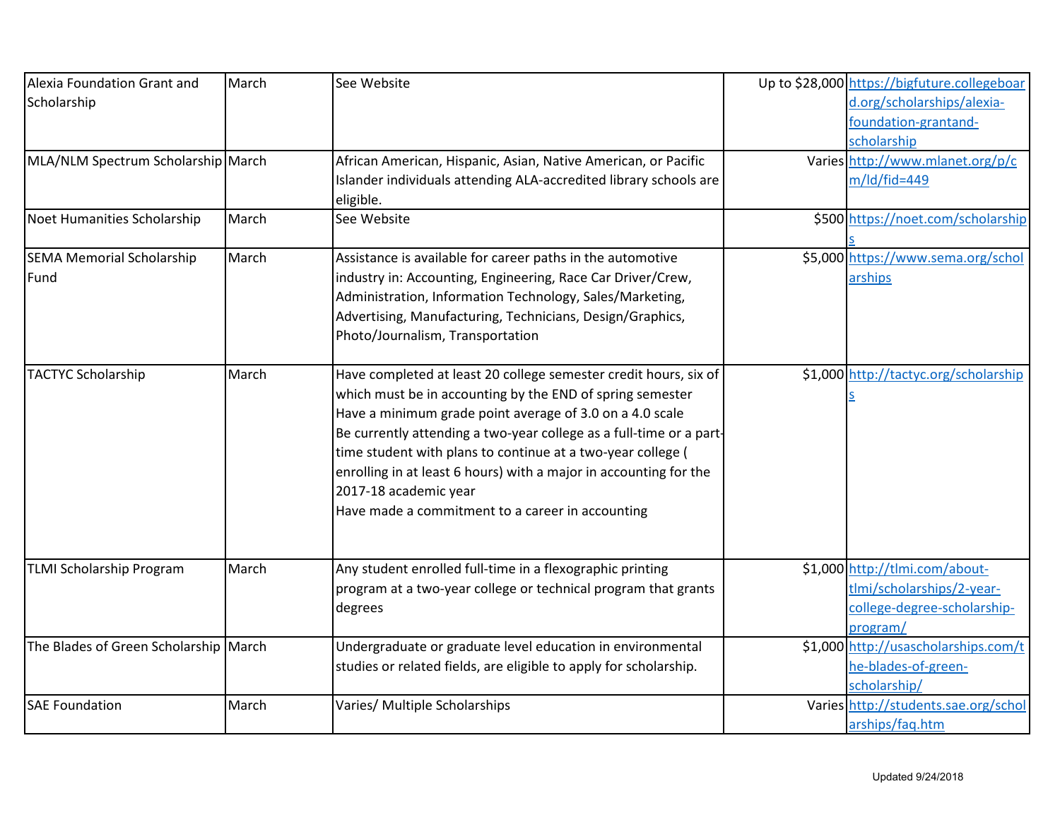| | | | | |
|---|---|---|---|---|
| Alexia Foundation Grant and Scholarship | March | See Website | Up to $28,000 | https://bigfuture.collegeboard.org/scholarships/alexia-foundation-grantand-scholarship |
| MLA/NLM Spectrum Scholarship | March | African American, Hispanic, Asian, Native American, or Pacific Islander individuals attending ALA-accredited library schools are eligible. | Varies | http://www.mlanet.org/p/cm/ld/fid=449 |
| Noet Humanities Scholarship | March | See Website | $500 | https://noet.com/scholarships |
| SEMA Memorial Scholarship Fund | March | Assistance is available for career paths in the automotive industry in: Accounting, Engineering, Race Car Driver/Crew, Administration, Information Technology, Sales/Marketing, Advertising, Manufacturing, Technicians, Design/Graphics, Photo/Journalism, Transportation | $5,000 | https://www.sema.org/scholarships |
| TACTYC Scholarship | March | Have completed at least 20 college semester credit hours, six of which must be in accounting by the END of spring semester<br>Have a minimum grade point average of 3.0 on a 4.0 scale<br>Be currently attending a two-year college as a full-time or a part-time student with plans to continue at a two-year college ( enrolling in at least 6 hours) with a major in accounting for the 2017-18 academic year<br>Have made a commitment to a career in accounting | $1,000 | http://tactyc.org/scholarships |
| TLMI Scholarship Program | March | Any student enrolled full-time in a flexographic printing program at a two-year college or technical program that grants degrees | $1,000 | http://tlmi.com/about-tlmi/scholarships/2-year-college-degree-scholarship-program/ |
| The Blades of Green Scholarship | March | Undergraduate or graduate level education in environmental studies or related fields, are eligible to apply for scholarship. | $1,000 | http://usascholarships.com/the-blades-of-green-scholarship/ |
| SAE Foundation | March | Varies/ Multiple Scholarships | Varies | http://students.sae.org/scholarships/faq.htm |

Updated 9/24/2018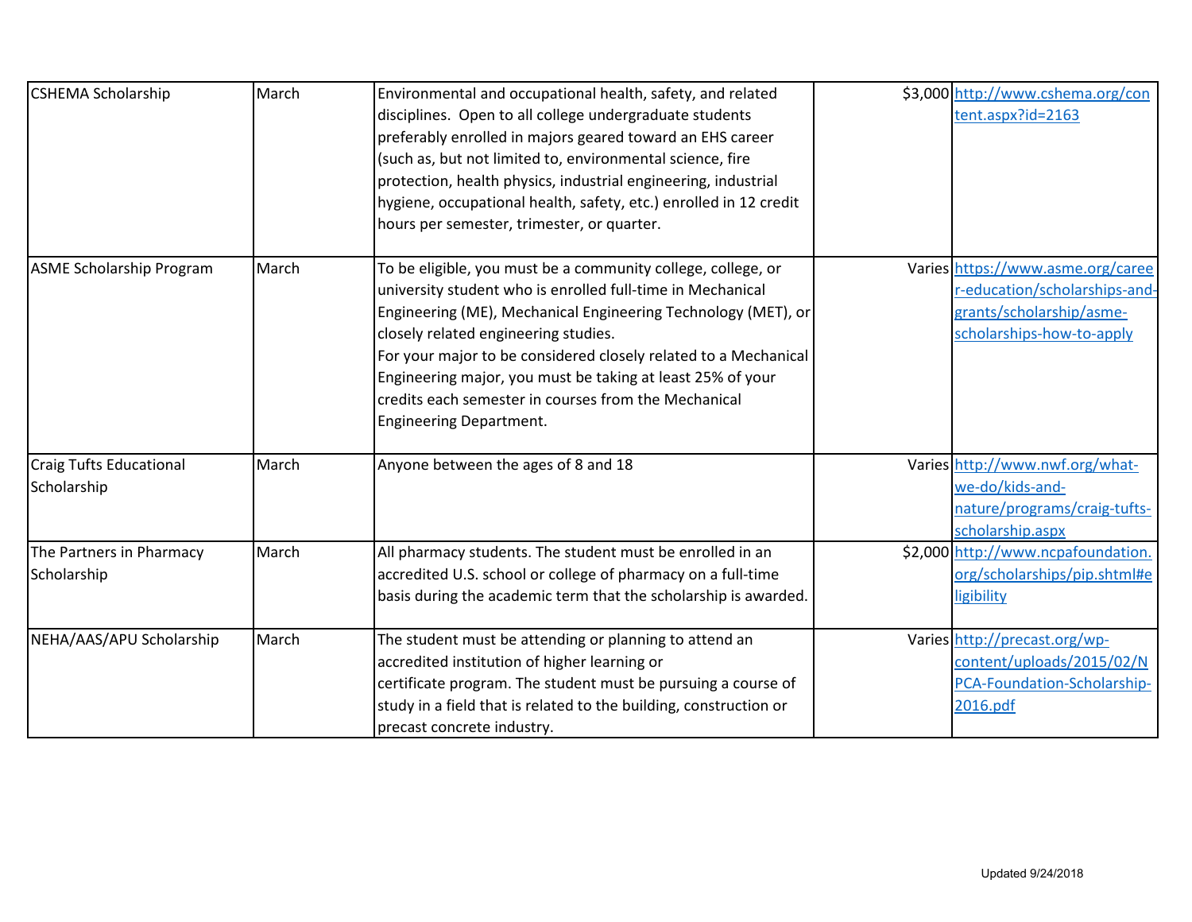| | | | | |
|---|---|---|---|---|
| CSHEMA Scholarship | March | Environmental and occupational health, safety, and related disciplines. Open to all college undergraduate students preferably enrolled in majors geared toward an EHS career (such as, but not limited to, environmental science, fire protection, health physics, industrial engineering, industrial hygiene, occupational health, safety, etc.) enrolled in 12 credit hours per semester, trimester, or quarter. | $3,000 | http://www.cshema.org/content.aspx?id=2163 |
| ASME Scholarship Program | March | To be eligible, you must be a community college, college, or university student who is enrolled full-time in Mechanical Engineering (ME), Mechanical Engineering Technology (MET), or closely related engineering studies. For your major to be considered closely related to a Mechanical Engineering major, you must be taking at least 25% of your credits each semester in courses from the Mechanical Engineering Department. | Varies | https://www.asme.org/career-education/scholarships-and-grants/scholarship/asme-scholarships-how-to-apply |
| Craig Tufts Educational Scholarship | March | Anyone between the ages of 8 and 18 | Varies | http://www.nwf.org/what-we-do/kids-and-nature/programs/craig-tufts-scholarship.aspx |
| The Partners in Pharmacy Scholarship | March | All pharmacy students. The student must be enrolled in an accredited U.S. school or college of pharmacy on a full-time basis during the academic term that the scholarship is awarded. | $2,000 | http://www.ncpafoundation.org/scholarships/pip.shtml#eligibility |
| NEHA/AAS/APU Scholarship | March | The student must be attending or planning to attend an accredited institution of higher learning or certificate program. The student must be pursuing a course of study in a field that is related to the building, construction or precast concrete industry. | Varies | http://precast.org/wp-content/uploads/2015/02/NPCA-Foundation-Scholarship-2016.pdf |

Updated 9/24/2018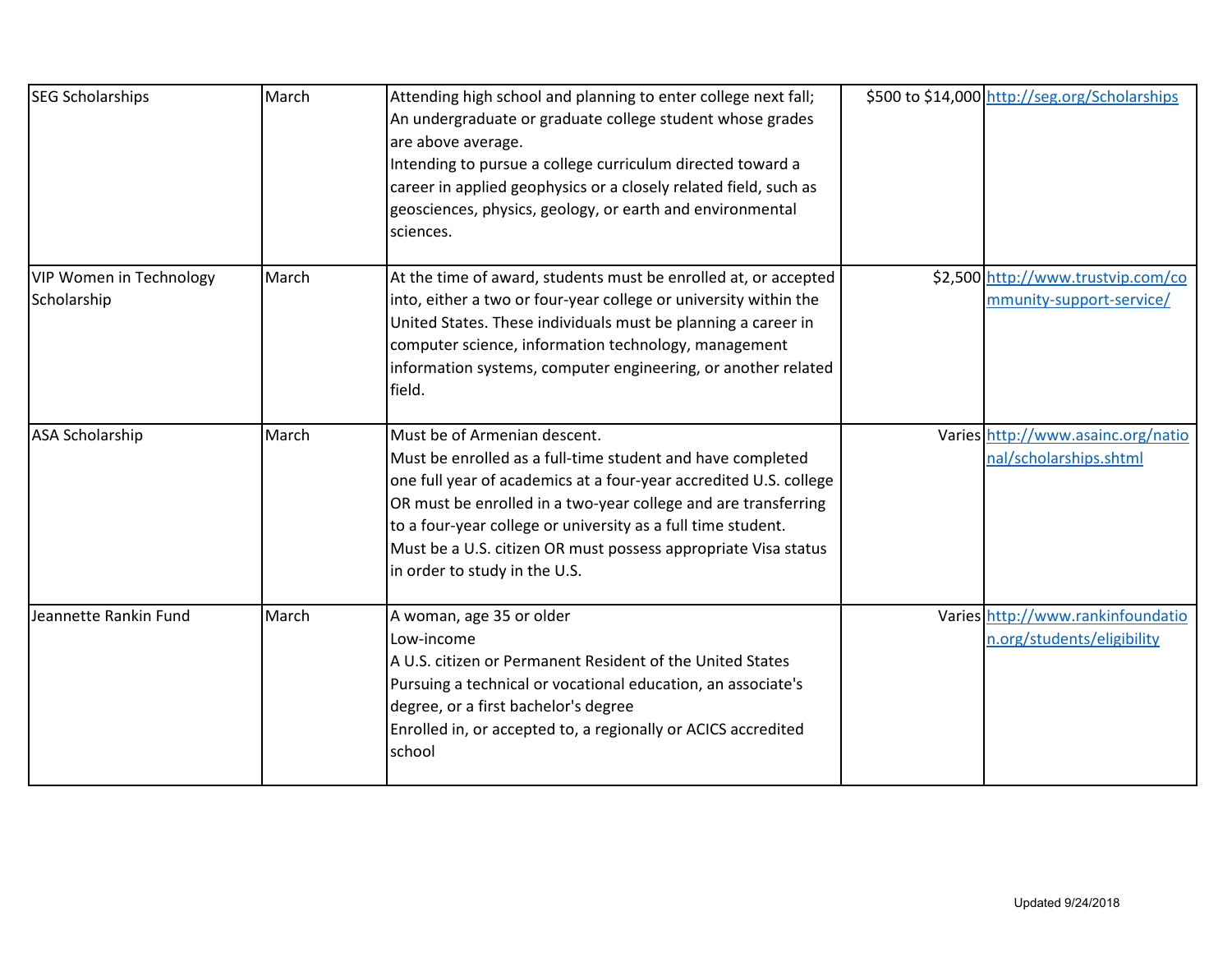| | | | | |
|---|---|---|---|---|
| SEG Scholarships | March | Attending high school and planning to enter college next fall; An undergraduate or graduate college student whose grades are above average. Intending to pursue a college curriculum directed toward a career in applied geophysics or a closely related field, such as geosciences, physics, geology, or earth and environmental sciences. | $500 to $14,000 | http://seg.org/Scholarships |
| VIP Women in Technology Scholarship | March | At the time of award, students must be enrolled at, or accepted into, either a two or four-year college or university within the United States. These individuals must be planning a career in computer science, information technology, management information systems, computer engineering, or another related field. | $2,500 | http://www.trustvip.com/community-support-service/ |
| ASA Scholarship | March | Must be of Armenian descent. Must be enrolled as a full-time student and have completed one full year of academics at a four-year accredited U.S. college OR must be enrolled in a two-year college and are transferring to a four-year college or university as a full time student. Must be a U.S. citizen OR must possess appropriate Visa status in order to study in the U.S. | Varies | http://www.asainc.org/national/scholarships.shtml |
| Jeannette Rankin Fund | March | A woman, age 35 or older Low-income A U.S. citizen or Permanent Resident of the United States Pursuing a technical or vocational education, an associate's degree, or a first bachelor's degree Enrolled in, or accepted to, a regionally or ACICS accredited school | Varies | http://www.rankinfoundation.org/students/eligibility |

Updated 9/24/2018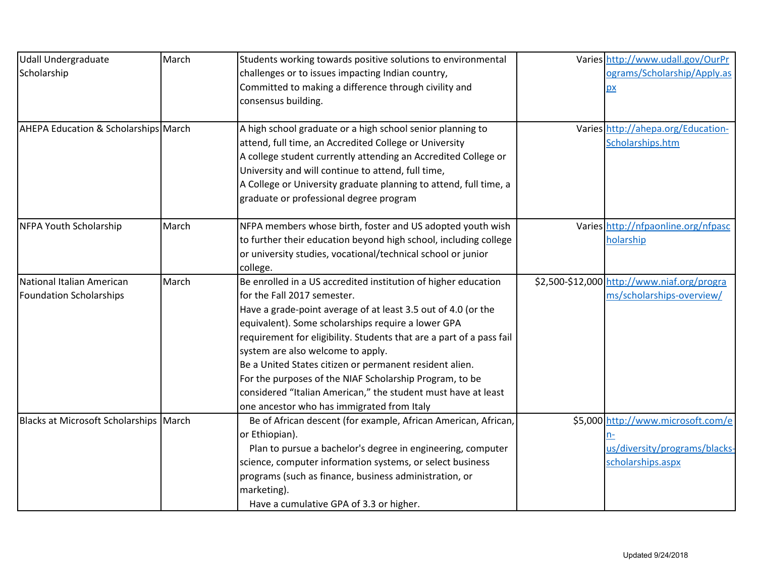| | | | | |
|---|---|---|---|---|
| Udall Undergraduate Scholarship | March | Students working towards positive solutions to environmental challenges or to issues impacting Indian country, Committed to making a difference through civility and consensus building. | Varies | http://www.udall.gov/OurPrograms/Scholarship/Apply.aspx |
| AHEPA Education & Scholarships | March | A high school graduate or a high school senior planning to attend, full time, an Accredited College or University<br>A college student currently attending an Accredited College or University and will continue to attend, full time,<br>A College or University graduate planning to attend, full time, a graduate or professional degree program | Varies | http://ahepa.org/Education-Scholarships.htm |
| NFPA Youth Scholarship | March | NFPA members whose birth, foster and US adopted youth wish to further their education beyond high school, including college or university studies, vocational/technical school or junior college. | Varies | http://nfpaonline.org/nfpascholarship |
| National Italian American Foundation Scholarships | March | Be enrolled in a US accredited institution of higher education for the Fall 2017 semester.<br>Have a grade-point average of at least 3.5 out of 4.0 (or the equivalent). Some scholarships require a lower GPA requirement for eligibility. Students that are a part of a pass fail system are also welcome to apply.<br>Be a United States citizen or permanent resident alien.<br>For the purposes of the NIAF Scholarship Program, to be considered “Italian American,” the student must have at least one ancestor who has immigrated from Italy | $2,500-$12,000 | http://www.niaf.org/programs/scholarships-overview/ |
| Blacks at Microsoft Scholarships | March | Be of African descent (for example, African American, African, or Ethiopian).<br>Plan to pursue a bachelor's degree in engineering, computer science, computer information systems, or select business programs (such as finance, business administration, or marketing).<br>Have a cumulative GPA of 3.3 or higher. | $5,000 | http://www.microsoft.com/en-us/diversity/programs/blacks-scholarships.aspx |

Updated 9/24/2018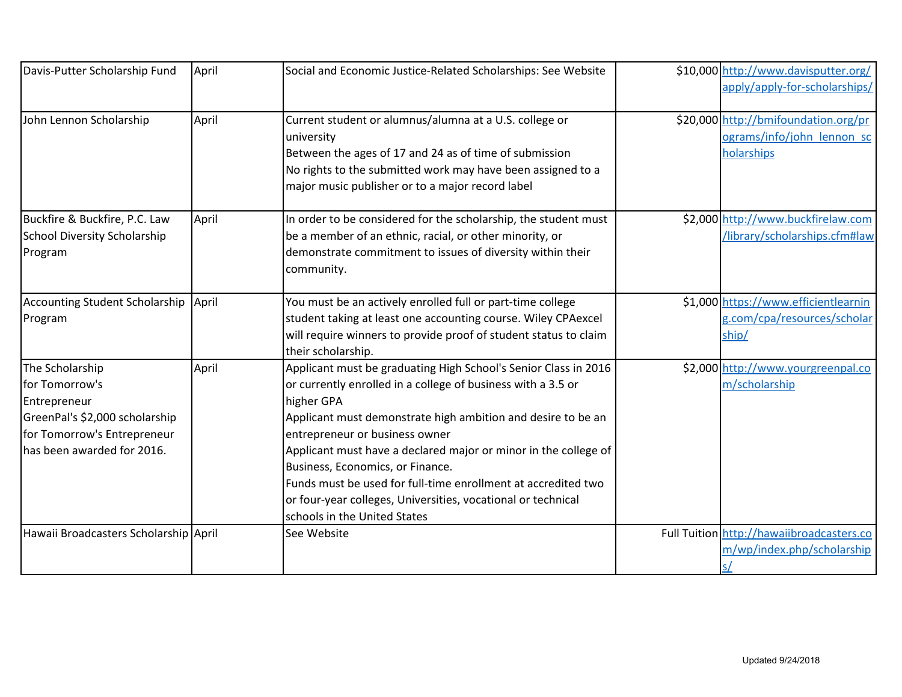| Davis-Putter Scholarship Fund | April | Social and Economic Justice-Related Scholarships: See Website | $10,000 | http://www.davisputter.org/apply/apply-for-scholarships/ |
|---|---|---|---|---|
| John Lennon Scholarship | April | Current student or alumnus/alumna at a U.S. college or university<br>Between the ages of 17 and 24 as of time of submission<br>No rights to the submitted work may have been assigned to a major music publisher or to a major record label | $20,000 | http://bmifoundation.org/programs/info/john_lennon_scholarships |
| Buckfire & Buckfire, P.C. Law School Diversity Scholarship Program | April | In order to be considered for the scholarship, the student must be a member of an ethnic, racial, or other minority, or demonstrate commitment to issues of diversity within their community. | $2,000 | http://www.buckfirelaw.com/library/scholarships.cfm#law |
| Accounting Student Scholarship Program | April | You must be an actively enrolled full or part-time college student taking at least one accounting course. Wiley CPAexcel will require winners to provide proof of student status to claim their scholarship. | $1,000 | https://www.efficientlearning.com/cpa/resources/scholarship/ |
| The Scholarship for Tomorrow's Entrepreneur<br>GreenPal's $2,000 scholarship for Tomorrow's Entrepreneur has been awarded for 2016. | April | Applicant must be graduating High School's Senior Class in 2016 or currently enrolled in a college of business with a 3.5 or higher GPA<br>Applicant must demonstrate high ambition and desire to be an entrepreneur or business owner<br>Applicant must have a declared major or minor in the college of Business, Economics, or Finance.<br>Funds must be used for full-time enrollment at accredited two or four-year colleges, Universities, vocational or technical schools in the United States | $2,000 | http://www.yourgreenpal.com/scholarship |
| Hawaii Broadcasters Scholarship | April | See Website | Full Tuition | http://hawaiibroadcasters.com/wp/index.php/scholarships/ |

Updated 9/24/2018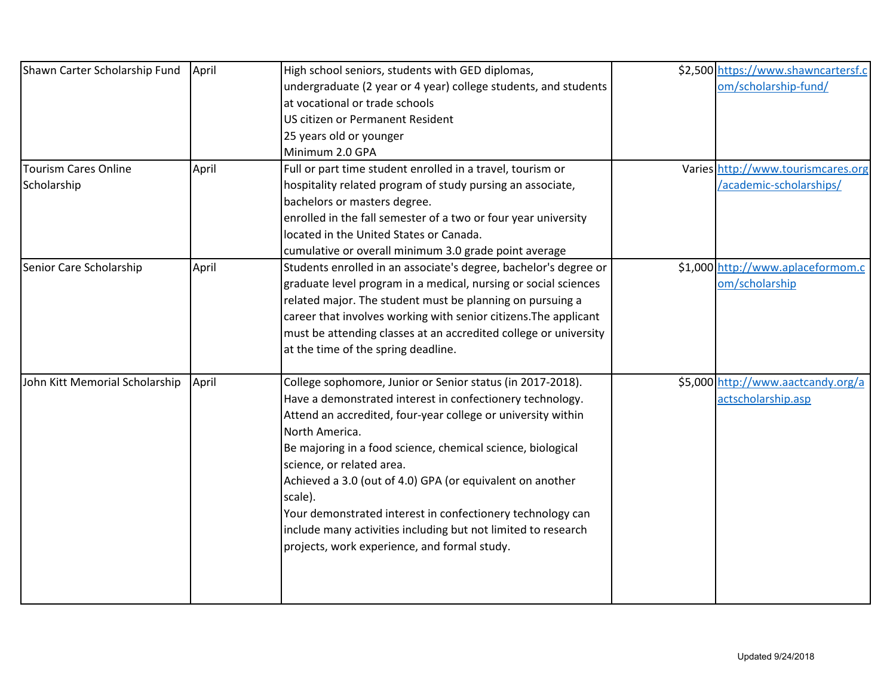| | | | | |
|---|---|---|---|---|
| Shawn Carter Scholarship Fund | April | High school seniors, students with GED diplomas, undergraduate (2 year or 4 year) college students, and students at vocational or trade schools<br>US citizen or Permanent Resident<br>25 years old or younger<br>Minimum 2.0 GPA | $2,500 | https://www.shawncartersf.com/scholarship-fund/ |
| Tourism Cares Online Scholarship | April | Full or part time student enrolled in a travel, tourism or hospitality related program of study pursing an associate, bachelors or masters degree.<br>enrolled in the fall semester of a two or four year university located in the United States or Canada.<br>cumulative or overall minimum 3.0 grade point average | Varies | http://www.tourismcares.org/academic-scholarships/ |
| Senior Care Scholarship | April | Students enrolled in an associate's degree, bachelor's degree or graduate level program in a medical, nursing or social sciences related major. The student must be planning on pursuing a career that involves working with senior citizens.The applicant must be attending classes at an accredited college or university at the time of the spring deadline. | $1,000 | http://www.aplaceformom.com/scholarship |
| John Kitt Memorial Scholarship | April | College sophomore, Junior or Senior status (in 2017-2018).<br>Have a demonstrated interest in confectionery technology.<br>Attend an accredited, four-year college or university within North America.<br>Be majoring in a food science, chemical science, biological science, or related area.<br>Achieved a 3.0 (out of 4.0) GPA (or equivalent on another scale).<br>Your demonstrated interest in confectionery technology can include many activities including but not limited to research projects, work experience, and formal study. | $5,000 | http://www.aactcandy.org/aactscholarship.asp |

Updated 9/24/2018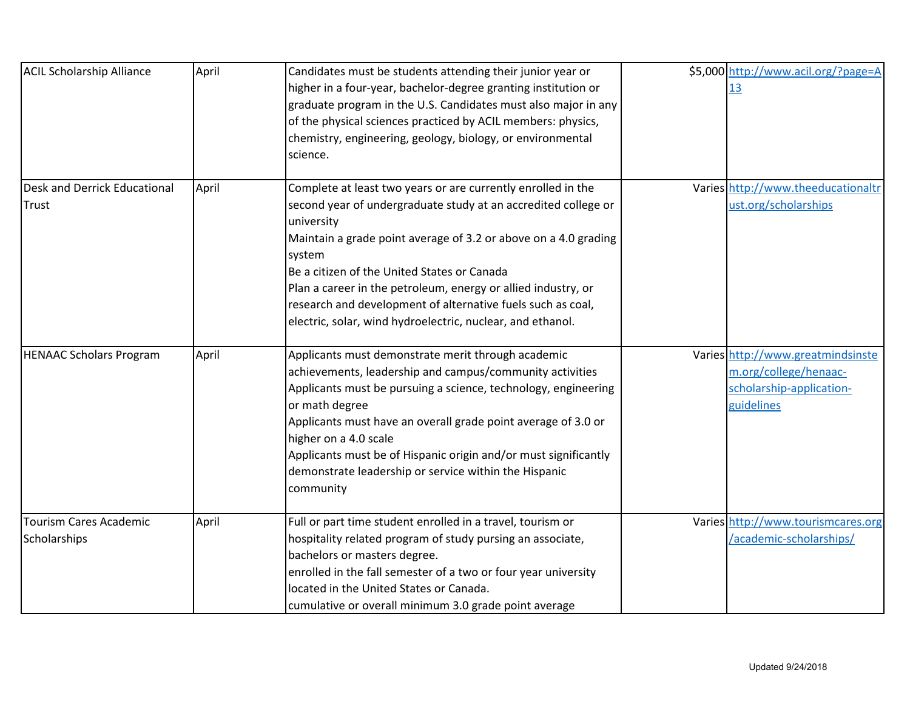| | | | | |
|---|---|---|---|---|
| ACIL Scholarship Alliance | April | Candidates must be students attending their junior year or higher in a four-year, bachelor-degree granting institution or graduate program in the U.S. Candidates must also major in any of the physical sciences practiced by ACIL members: physics, chemistry, engineering, geology, biology, or environmental science. | $5,000 | http://www.acil.org/?page=A13 |
| Desk and Derrick Educational Trust | April | Complete at least two years or are currently enrolled in the second year of undergraduate study at an accredited college or university<br>Maintain a grade point average of 3.2 or above on a 4.0 grading system<br>Be a citizen of the United States or Canada<br>Plan a career in the petroleum, energy or allied industry, or research and development of alternative fuels such as coal, electric, solar, wind hydroelectric, nuclear, and ethanol. | Varies | http://www.theeducationaltrust.org/scholarships |
| HENAAC Scholars Program | April | Applicants must demonstrate merit through academic achievements, leadership and campus/community activities<br>Applicants must be pursuing a science, technology, engineering or math degree<br>Applicants must have an overall grade point average of 3.0 or higher on a 4.0 scale<br>Applicants must be of Hispanic origin and/or must significantly demonstrate leadership or service within the Hispanic community | Varies | http://www.greatmindsinstem.org/college/henaac-scholarship-application-guidelines |
| Tourism Cares Academic Scholarships | April | Full or part time student enrolled in a travel, tourism or hospitality related program of study pursing an associate, bachelors or masters degree.<br>enrolled in the fall semester of a two or four year university located in the United States or Canada.<br>cumulative or overall minimum 3.0 grade point average | Varies | http://www.tourismcares.org/academic-scholarships/ |

Updated 9/24/2018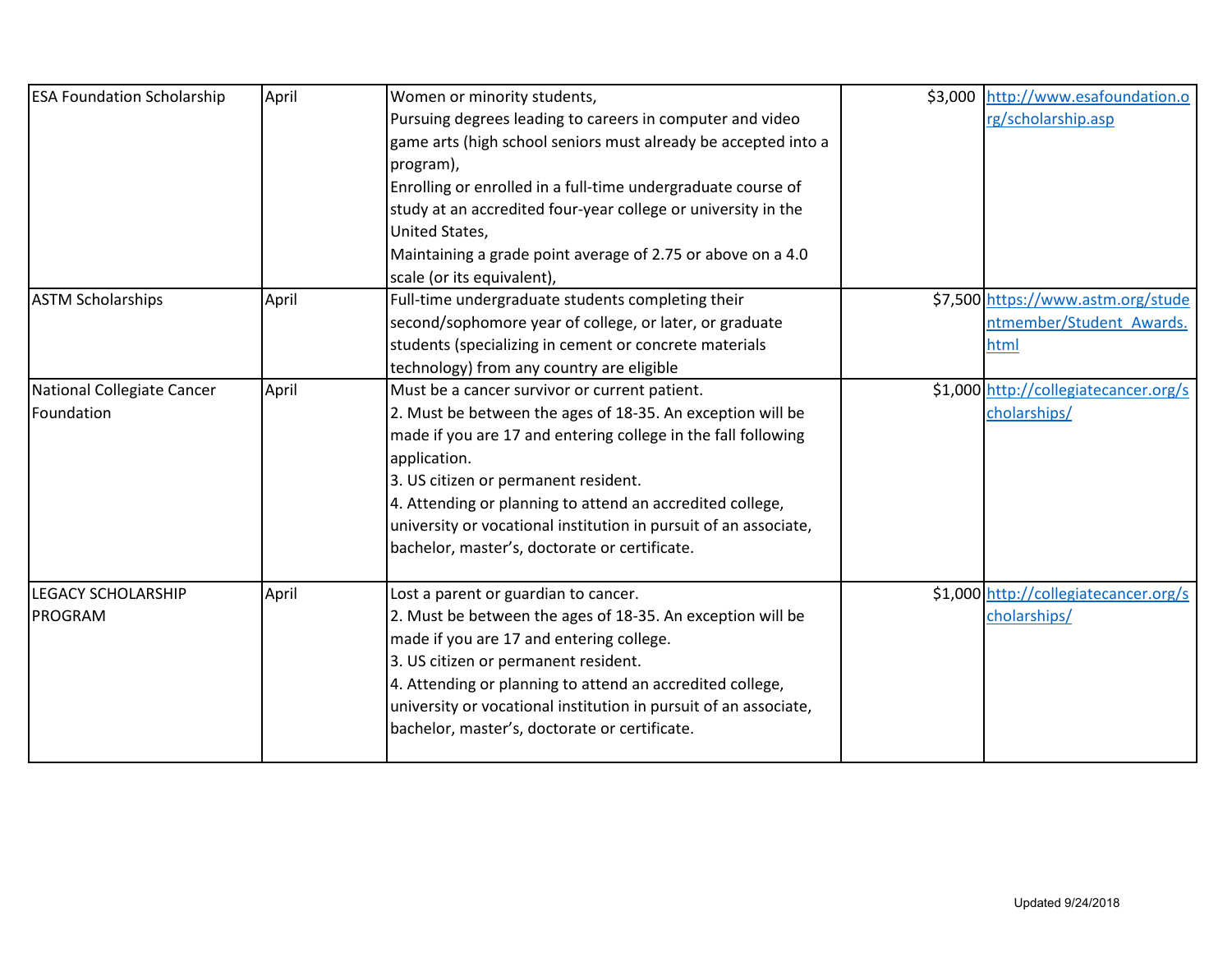| ESA Foundation Scholarship | April | Women or minority students,<br>Pursuing degrees leading to careers in computer and video game arts (high school seniors must already be accepted into a program),<br>Enrolling or enrolled in a full-time undergraduate course of study at an accredited four-year college or university in the United States,<br>Maintaining a grade point average of 2.75 or above on a 4.0 scale (or its equivalent), | $3,000 | http://www.esafoundation.org/scholarship.asp |
|---|---|---|---|---|
| ASTM Scholarships | April | Full-time undergraduate students completing their second/sophomore year of college, or later, or graduate students (specializing in cement or concrete materials technology) from any country are eligible | $7,500 | https://www.astm.org/studentmember/Student_Awards.html |
| National Collegiate Cancer Foundation | April | Must be a cancer survivor or current patient.<br>2. Must be between the ages of 18-35. An exception will be made if you are 17 and entering college in the fall following application.<br>3. US citizen or permanent resident.<br>4. Attending or planning to attend an accredited college, university or vocational institution in pursuit of an associate, bachelor, master's, doctorate or certificate. | $1,000 | http://collegiatecancer.org/scholarships/ |
| LEGACY SCHOLARSHIP PROGRAM | April | Lost a parent or guardian to cancer.<br>2. Must be between the ages of 18-35. An exception will be made if you are 17 and entering college.<br>3. US citizen or permanent resident.<br>4. Attending or planning to attend an accredited college, university or vocational institution in pursuit of an associate, bachelor, master's, doctorate or certificate. | $1,000 | http://collegiatecancer.org/scholarships/ |

Updated 9/24/2018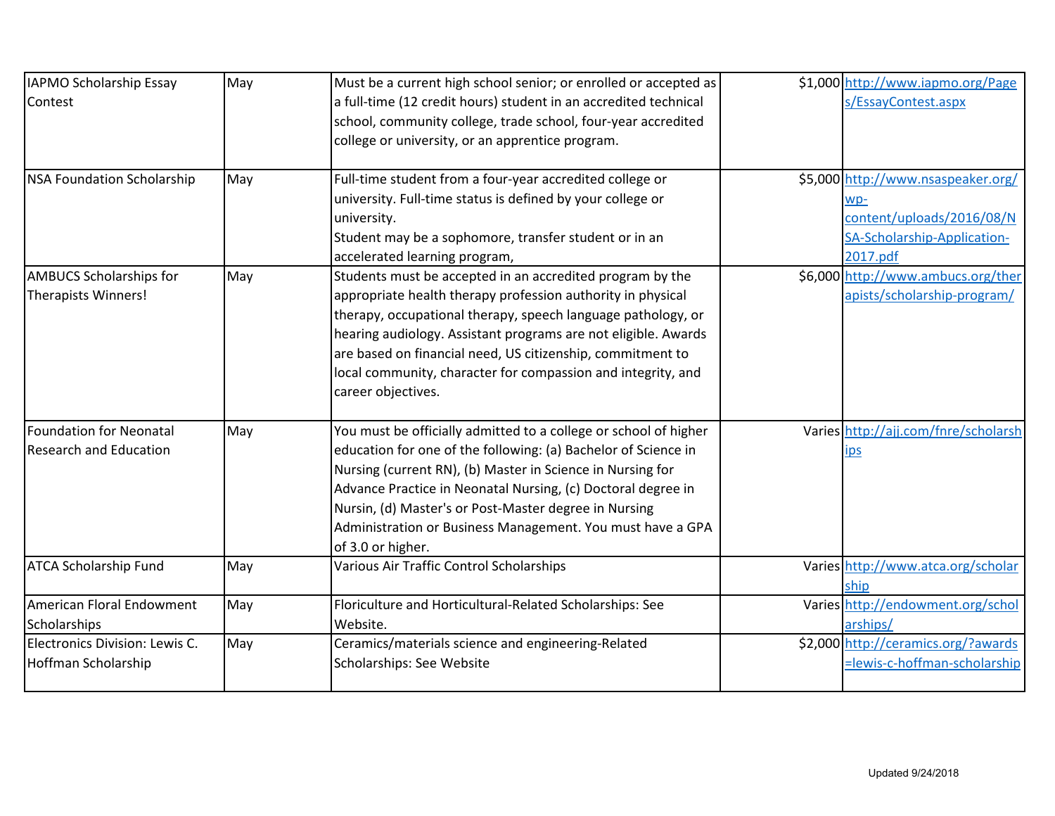| | | | | |
|---|---|---|---|---|
| IAPMO Scholarship Essay Contest | May | Must be a current high school senior; or enrolled or accepted as a full-time (12 credit hours) student in an accredited technical school, community college, trade school, four-year accredited college or university, or an apprentice program. | $1,000 | http://www.iapmo.org/Pages/EssayContest.aspx |
| NSA Foundation Scholarship | May | Full-time student from a four-year accredited college or university. Full-time status is defined by your college or university.<br>Student may be a sophomore, transfer student or in an accelerated learning program, | $5,000 | http://www.nsaspeaker.org/wp-content/uploads/2016/08/NSA-Scholarship-Application-2017.pdf |
| AMBUCS Scholarships for Therapists Winners! | May | Students must be accepted in an accredited program by the appropriate health therapy profession authority in physical therapy, occupational therapy, speech language pathology, or hearing audiology. Assistant programs are not eligible. Awards are based on financial need, US citizenship, commitment to local community, character for compassion and integrity, and career objectives. | $6,000 | http://www.ambucs.org/therapists/scholarship-program/ |
| Foundation for Neonatal Research and Education | May | You must be officially admitted to a college or school of higher education for one of the following: (a) Bachelor of Science in Nursing (current RN), (b) Master in Science in Nursing for Advance Practice in Neonatal Nursing, (c) Doctoral degree in Nursin, (d) Master's or Post-Master degree in Nursing Administration or Business Management. You must have a GPA of 3.0 or higher. | Varies | http://ajj.com/fnre/scholarships |
| ATCA Scholarship Fund | May | Various Air Traffic Control Scholarships | Varies | http://www.atca.org/scholarship |
| American Floral Endowment Scholarships | May | Floriculture and Horticultural-Related Scholarships: See Website. | Varies | http://endowment.org/scholarships/ |
| Electronics Division: Lewis C. Hoffman Scholarship | May | Ceramics/materials science and engineering-Related Scholarships: See Website | $2,000 | http://ceramics.org/?awards=lewis-c-hoffman-scholarship |

Updated 9/24/2018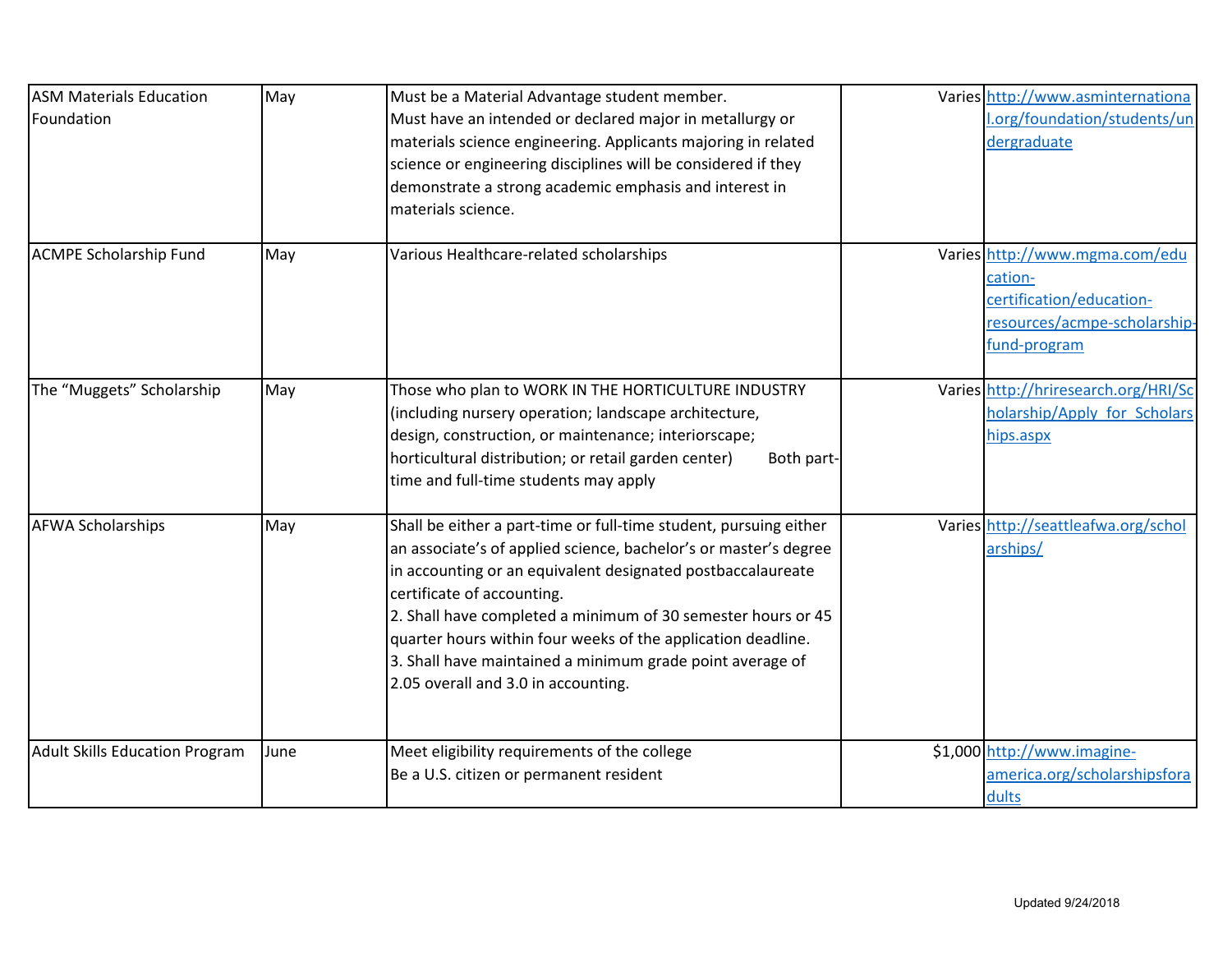| | | | | |
|---|---|---|---|---|
| ASM Materials Education Foundation | May | Must be a Material Advantage student member.<br>Must have an intended or declared major in metallurgy or materials science engineering. Applicants majoring in related science or engineering disciplines will be considered if they demonstrate a strong academic emphasis and interest in materials science. | Varies | http://www.asminternational.org/foundation/students/undergraduate |
| ACMPE Scholarship Fund | May | Various Healthcare-related scholarships | Varies | http://www.mgma.com/education-certification/education-resources/acmpe-scholarship-fund-program |
| The "Muggets" Scholarship | May | Those who plan to WORK IN THE HORTICULTURE INDUSTRY (including nursery operation; landscape architecture, design, construction, or maintenance; interiorscape; horticultural distribution; or retail garden center) Both part-time and full-time students may apply | Varies | http://hriresearch.org/HRI/Scholarship/Apply_for_Scholarships.aspx |
| AFWA Scholarships | May | Shall be either a part-time or full-time student, pursuing either an associate's of applied science, bachelor's or master's degree in accounting or an equivalent designated postbaccalaureate certificate of accounting.<br>2. Shall have completed a minimum of 30 semester hours or 45 quarter hours within four weeks of the application deadline.<br>3. Shall have maintained a minimum grade point average of 2.05 overall and 3.0 in accounting. | Varies | http://seattleafwa.org/scholarships/ |
| Adult Skills Education Program | June | Meet eligibility requirements of the college<br>Be a U.S. citizen or permanent resident | $1,000 | http://www.imagine-america.org/scholarshipsforadults |

Updated 9/24/2018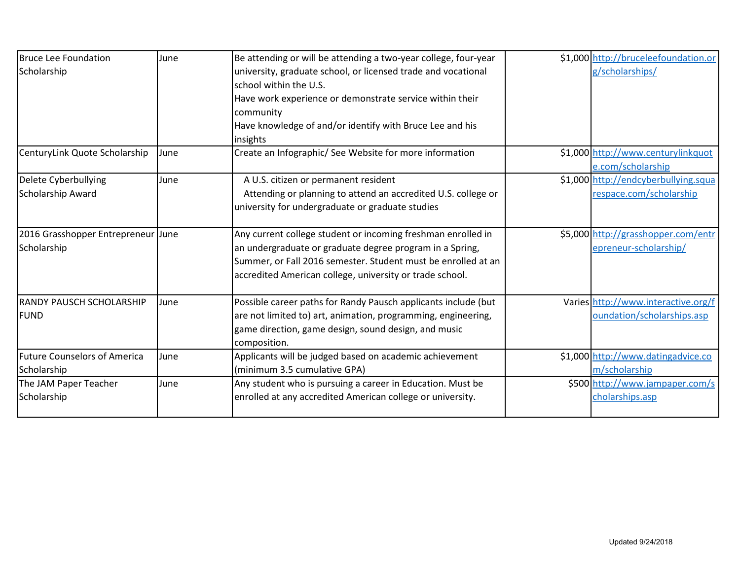| | | | | |
|---|---|---|---|---|
| Bruce Lee Foundation Scholarship | June | Be attending or will be attending a two-year college, four-year university, graduate school, or licensed trade and vocational school within the U.S.<br>Have work experience or demonstrate service within their community<br>Have knowledge of and/or identify with Bruce Lee and his insights | $1,000 | http://bruceleefoundation.org/scholarships/ |
| CenturyLink Quote Scholarship | June | Create an Infographic/ See Website for more information | $1,000 | http://www.centurylinkquote.com/scholarship |
| Delete Cyberbullying Scholarship Award | June | A U.S. citizen or permanent resident<br>Attending or planning to attend an accredited U.S. college or university for undergraduate or graduate studies | $1,000 | http://endcyberbullying.squarespace.com/scholarship |
| 2016 Grasshopper Entrepreneur Scholarship | June | Any current college student or incoming freshman enrolled in an undergraduate or graduate degree program in a Spring, Summer, or Fall 2016 semester. Student must be enrolled at an accredited American college, university or trade school. | $5,000 | http://grasshopper.com/entrepreneur-scholarship/ |
| RANDY PAUSCH SCHOLARSHIP FUND | June | Possible career paths for Randy Pausch applicants include (but are not limited to) art, animation, programming, engineering, game direction, game design, sound design, and music composition. | Varies | http://www.interactive.org/foundation/scholarships.asp |
| Future Counselors of America Scholarship | June | Applicants will be judged based on academic achievement (minimum 3.5 cumulative GPA) | $1,000 | http://www.datingadvice.com/scholarship |
| The JAM Paper Teacher Scholarship | June | Any student who is pursuing a career in Education. Must be enrolled at any accredited American college or university. | $500 | http://www.jampaper.com/scholarships.asp |

Updated 9/24/2018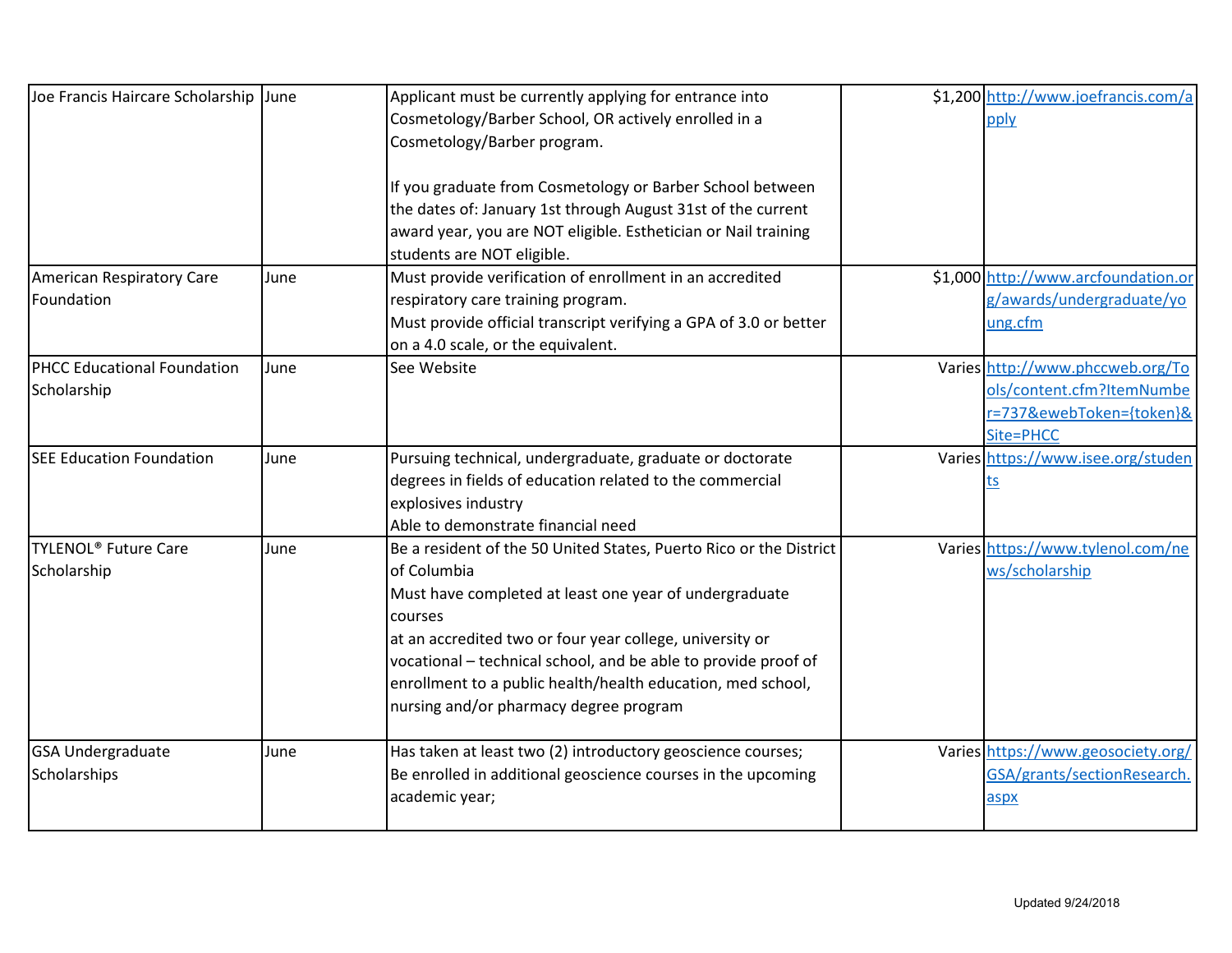| | | | | |
|---|---|---|---|---|
| Joe Francis Haircare Scholarship | June | Applicant must be currently applying for entrance into Cosmetology/Barber School, OR actively enrolled in a Cosmetology/Barber program.<br><br>If you graduate from Cosmetology or Barber School between the dates of: January 1st through August 31st of the current award year, you are NOT eligible. Esthetician or Nail training students are NOT eligible. | $1,200 | http://www.joefrancis.com/apply |
| American Respiratory Care Foundation | June | Must provide verification of enrollment in an accredited respiratory care training program.<br>Must provide official transcript verifying a GPA of 3.0 or better on a 4.0 scale, or the equivalent. | $1,000 | http://www.arcfoundation.org/awards/undergraduate/young.cfm |
| PHCC Educational Foundation Scholarship | June | See Website | Varies | http://www.phccweb.org/Tools/content.cfm?ItemNumber=737&ewebToken={token}&Site=PHCC |
| SEE Education Foundation | June | Pursuing technical, undergraduate, graduate or doctorate degrees in fields of education related to the commercial explosives industry<br>Able to demonstrate financial need | Varies | https://www.isee.org/students |
| TYLENOL® Future Care Scholarship | June | Be a resident of the 50 United States, Puerto Rico or the District of Columbia<br>Must have completed at least one year of undergraduate courses<br>at an accredited two or four year college, university or vocational – technical school, and be able to provide proof of enrollment to a public health/health education, med school, nursing and/or pharmacy degree program | Varies | https://www.tylenol.com/news/scholarship |
| GSA Undergraduate Scholarships | June | Has taken at least two (2) introductory geoscience courses;<br>Be enrolled in additional geoscience courses in the upcoming academic year; | Varies | https://www.geosociety.org/GSA/grants/sectionResearch.aspx |

Updated 9/24/2018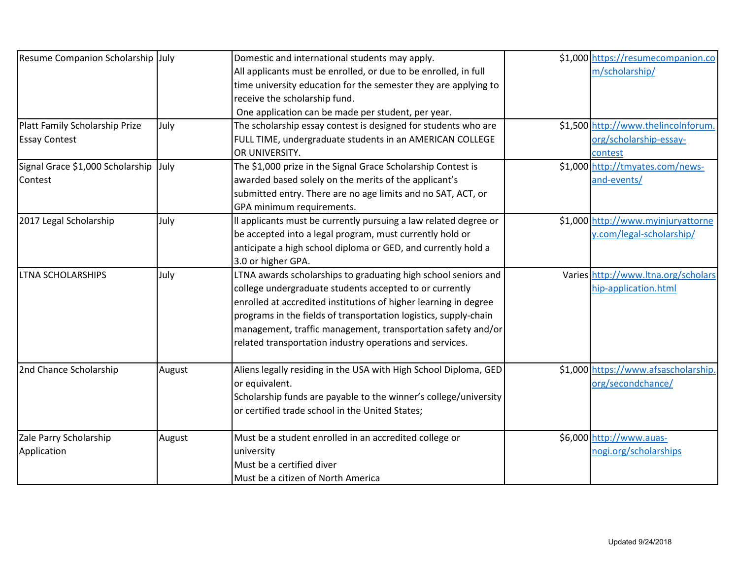| | | | | |
|---|---|---|---|---|
| Resume Companion Scholarship | July | Domestic and international students may apply.<br>All applicants must be enrolled, or due to be enrolled, in full time university education for the semester they are applying to receive the scholarship fund.<br>One application can be made per student, per year. | $1,000 | https://resumecompanion.com/scholarship/ |
| Platt Family Scholarship Prize Essay Contest | July | The scholarship essay contest is designed for students who are FULL TIME, undergraduate students in an AMERICAN COLLEGE OR UNIVERSITY. | $1,500 | http://www.thelincolnforum.org/scholarship-essay-contest |
| Signal Grace $1,000 Scholarship Contest | July | The $1,000 prize in the Signal Grace Scholarship Contest is awarded based solely on the merits of the applicant's submitted entry. There are no age limits and no SAT, ACT, or GPA minimum requirements. | $1,000 | http://tmyates.com/news-and-events/ |
| 2017 Legal Scholarship | July | ll applicants must be currently pursuing a law related degree or be accepted into a legal program, must currently hold or anticipate a high school diploma or GED, and currently hold a 3.0 or higher GPA. | $1,000 | http://www.myinjuryattorney.com/legal-scholarship/ |
| LTNA SCHOLARSHIPS | July | LTNA awards scholarships to graduating high school seniors and college undergraduate students accepted to or currently enrolled at accredited institutions of higher learning in degree programs in the fields of transportation logistics, supply-chain management, traffic management, transportation safety and/or related transportation industry operations and services. | Varies | http://www.ltna.org/scholarship-application.html |
| 2nd Chance Scholarship | August | Aliens legally residing in the USA with High School Diploma, GED or equivalent.<br>Scholarship funds are payable to the winner's college/university or certified trade school in the United States; | $1,000 | https://www.afsascholarship.org/secondchance/ |
| Zale Parry Scholarship Application | August | Must be a student enrolled in an accredited college or university<br>Must be a certified diver<br>Must be a citizen of North America | $6,000 | http://www.auas-nogi.org/scholarships |

Updated 9/24/2018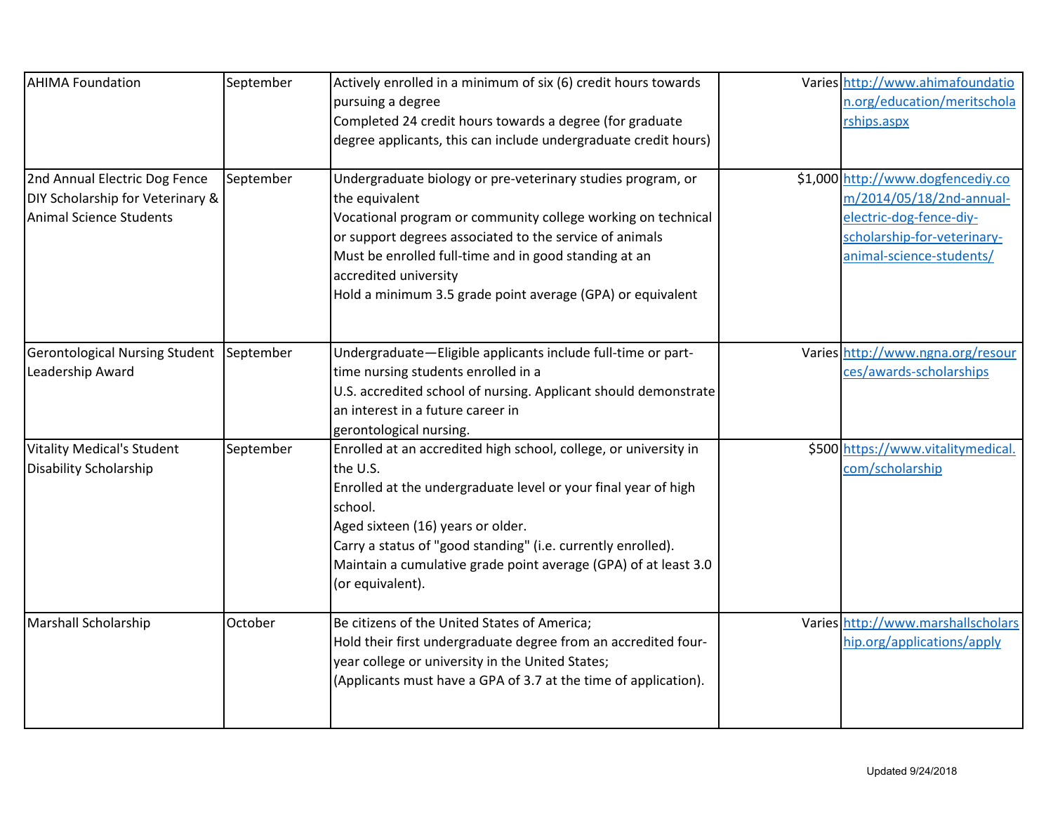| | | | | |
|---|---|---|---|---|
| AHIMA Foundation | September | Actively enrolled in a minimum of six (6) credit hours towards pursuing a degree<br>Completed 24 credit hours towards a degree (for graduate degree applicants, this can include undergraduate credit hours) | Varies | http://www.ahimafoundation.org/education/meritscholarships.aspx |
| 2nd Annual Electric Dog Fence DIY Scholarship for Veterinary & Animal Science Students | September | Undergraduate biology or pre-veterinary studies program, or the equivalent<br>Vocational program or community college working on technical or support degrees associated to the service of animals<br>Must be enrolled full-time and in good standing at an accredited university<br>Hold a minimum 3.5 grade point average (GPA) or equivalent | $1,000 | http://www.dogfencediy.com/2014/05/18/2nd-annual-electric-dog-fence-diy-scholarship-for-veterinary-animal-science-students/ |
| Gerontological Nursing Student Leadership Award | September | Undergraduate—Eligible applicants include full-time or part-time nursing students enrolled in a U.S. accredited school of nursing. Applicant should demonstrate an interest in a future career in gerontological nursing. | Varies | http://www.ngna.org/resources/awards-scholarships |
| Vitality Medical's Student Disability Scholarship | September | Enrolled at an accredited high school, college, or university in the U.S.<br>Enrolled at the undergraduate level or your final year of high school.<br>Aged sixteen (16) years or older.<br>Carry a status of "good standing" (i.e. currently enrolled).<br>Maintain a cumulative grade point average (GPA) of at least 3.0 (or equivalent). | $500 | https://www.vitalitymedical.com/scholarship |
| Marshall Scholarship | October | Be citizens of the United States of America;<br>Hold their first undergraduate degree from an accredited four-year college or university in the United States;<br>(Applicants must have a GPA of 3.7 at the time of application). | Varies | http://www.marshallscholarship.org/applications/apply |

Updated 9/24/2018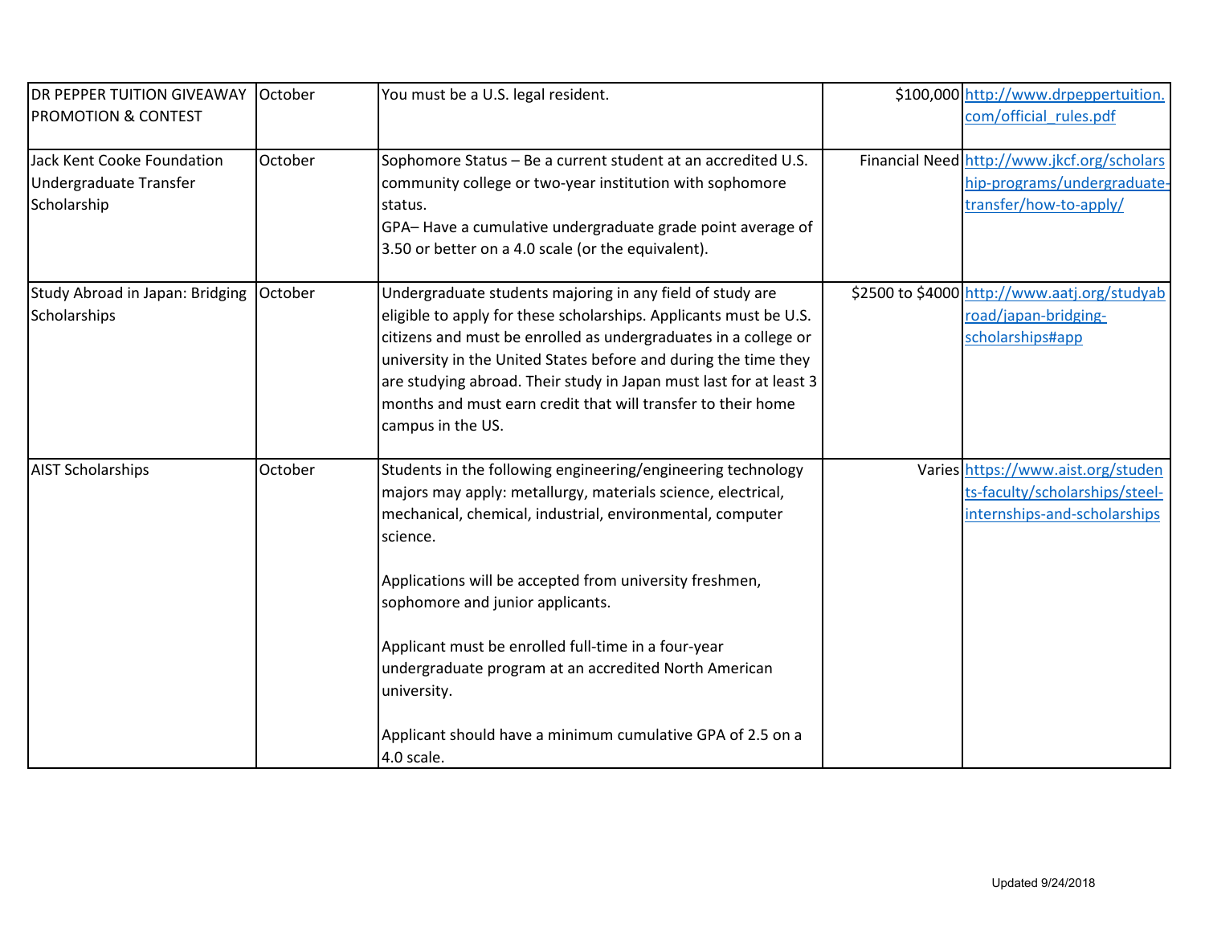| | | | | |
|---|---|---|---|---|
| DR PEPPER TUITION GIVEAWAY PROMOTION & CONTEST | October | You must be a U.S. legal resident. | $100,000 | http://www.drpeppertuition.com/official_rules.pdf |
| Jack Kent Cooke Foundation Undergraduate Transfer Scholarship | October | Sophomore Status – Be a current student at an accredited U.S. community college or two-year institution with sophomore status.<br>GPA– Have a cumulative undergraduate grade point average of 3.50 or better on a 4.0 scale (or the equivalent). | Financial Need | http://www.jkcf.org/scholarship-programs/undergraduate-transfer/how-to-apply/ |
| Study Abroad in Japan: Bridging Scholarships | October | Undergraduate students majoring in any field of study are eligible to apply for these scholarships. Applicants must be U.S. citizens and must be enrolled as undergraduates in a college or university in the United States before and during the time they are studying abroad. Their study in Japan must last for at least 3 months and must earn credit that will transfer to their home campus in the US. | $2500 to $4000 | http://www.aatj.org/studyabroad/japan-bridging-scholarships#app |
| AIST Scholarships | October | Students in the following engineering/engineering technology majors may apply: metallurgy, materials science, electrical, mechanical, chemical, industrial, environmental, computer science.<br><br>Applications will be accepted from university freshmen, sophomore and junior applicants.<br><br>Applicant must be enrolled full-time in a four-year undergraduate program at an accredited North American university.<br><br>Applicant should have a minimum cumulative GPA of 2.5 on a 4.0 scale. | Varies | https://www.aist.org/students-faculty/scholarships/steel-internships-and-scholarships |

Updated 9/24/2018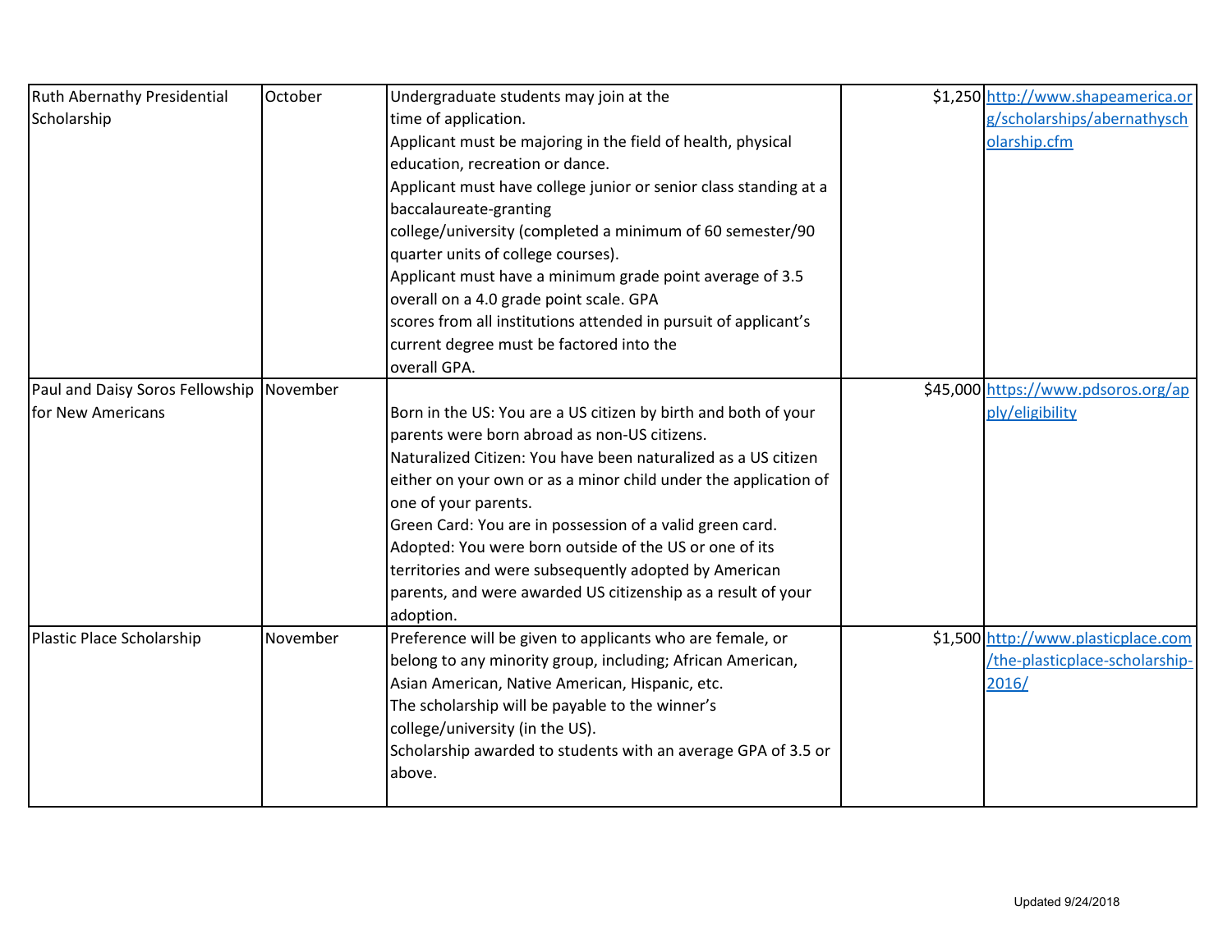| | | | | |
|---|---|---|---|---|
| Ruth Abernathy Presidential Scholarship | October | Undergraduate students may join at the time of application. Applicant must be majoring in the field of health, physical education, recreation or dance. Applicant must have college junior or senior class standing at a baccalaureate-granting college/university (completed a minimum of 60 semester/90 quarter units of college courses). Applicant must have a minimum grade point average of 3.5 overall on a 4.0 grade point scale. GPA scores from all institutions attended in pursuit of applicant's current degree must be factored into the overall GPA. | $1,250 | http://www.shapeamerica.org/scholarships/abernathyscholarship.cfm |
| Paul and Daisy Soros Fellowship for New Americans | November | Born in the US: You are a US citizen by birth and both of your parents were born abroad as non-US citizens. Naturalized Citizen: You have been naturalized as a US citizen either on your own or as a minor child under the application of one of your parents. Green Card: You are in possession of a valid green card. Adopted: You were born outside of the US or one of its territories and were subsequently adopted by American parents, and were awarded US citizenship as a result of your adoption. | $45,000 | https://www.pdsoros.org/apply/eligibility |
| Plastic Place Scholarship | November | Preference will be given to applicants who are female, or belong to any minority group, including; African American, Asian American, Native American, Hispanic, etc. The scholarship will be payable to the winner's college/university (in the US). Scholarship awarded to students with an average GPA of 3.5 or above. | $1,500 | http://www.plasticplace.com/the-plasticplace-scholarship-2016/ |

Updated 9/24/2018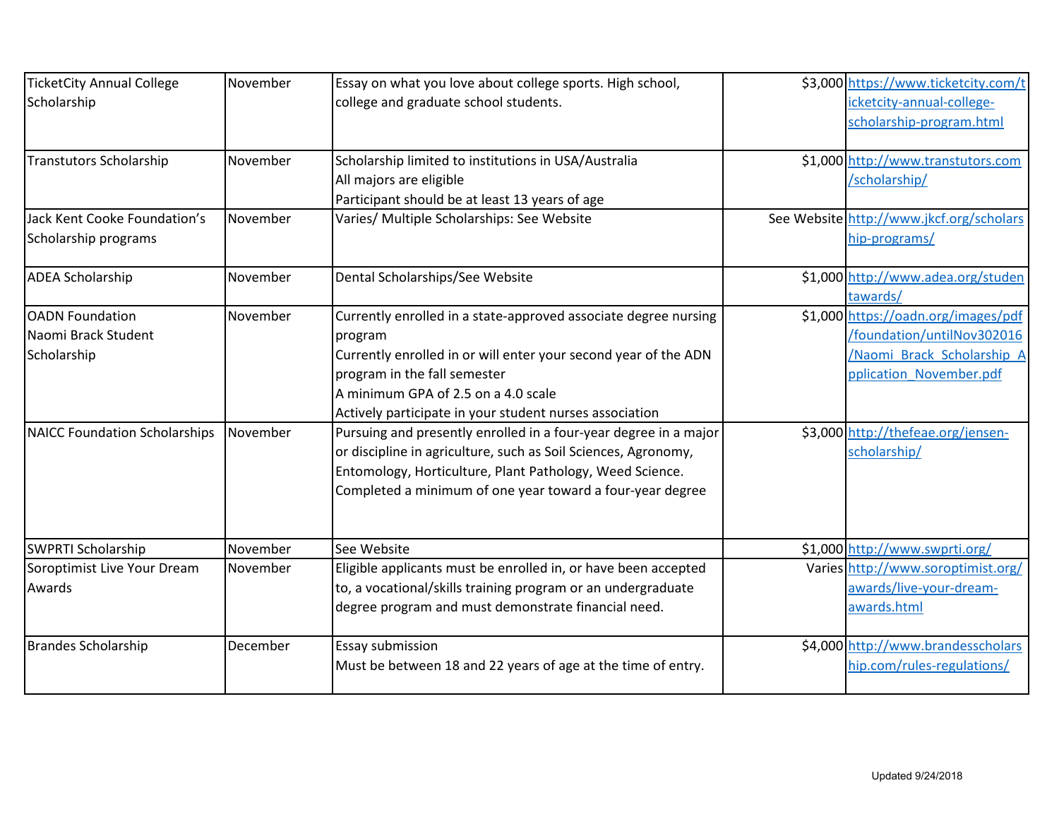| | | | | |
|---|---|---|---|---|
| TicketCity Annual College Scholarship | November | Essay on what you love about college sports. High school, college and graduate school students. | $3,000 | https://www.ticketcity.com/ticketcity-annual-college-scholarship-program.html |
| Transtutors Scholarship | November | Scholarship limited to institutions in USA/Australia<br>All majors are eligible<br>Participant should be at least 13 years of age | $1,000 | http://www.transtutors.com/scholarship/ |
| Jack Kent Cooke Foundation's Scholarship programs | November | Varies/ Multiple Scholarships: See Website | See Website | http://www.jkcf.org/scholarship-programs/ |
| ADEA Scholarship | November | Dental Scholarships/See Website | $1,000 | http://www.adea.org/studentawards/ |
| OADN Foundation Naomi Brack Student Scholarship | November | Currently enrolled in a state-approved associate degree nursing program<br>Currently enrolled in or will enter your second year of the ADN program in the fall semester<br>A minimum GPA of 2.5 on a 4.0 scale<br>Actively participate in your student nurses association | $1,000 | https://oadn.org/images/pdf/foundation/untilNov302016/Naomi_Brack_Scholarship_Application_November.pdf |
| NAICC Foundation Scholarships | November | Pursuing and presently enrolled in a four-year degree in a major or discipline in agriculture, such as Soil Sciences, Agronomy, Entomology, Horticulture, Plant Pathology, Weed Science.<br>Completed a minimum of one year toward a four-year degree | $3,000 | http://thefeae.org/jensen-scholarship/ |
| SWPRTI Scholarship | November | See Website | $1,000 | http://www.swprti.org/ |
| Soroptimist Live Your Dream Awards | November | Eligible applicants must be enrolled in, or have been accepted to, a vocational/skills training program or an undergraduate degree program and must demonstrate financial need. | Varies | http://www.soroptimist.org/awards/live-your-dream-awards.html |
| Brandes Scholarship | December | Essay submission<br>Must be between 18 and 22 years of age at the time of entry. | $4,000 | http://www.brandesscholarship.com/rules-regulations/ |

Updated 9/24/2018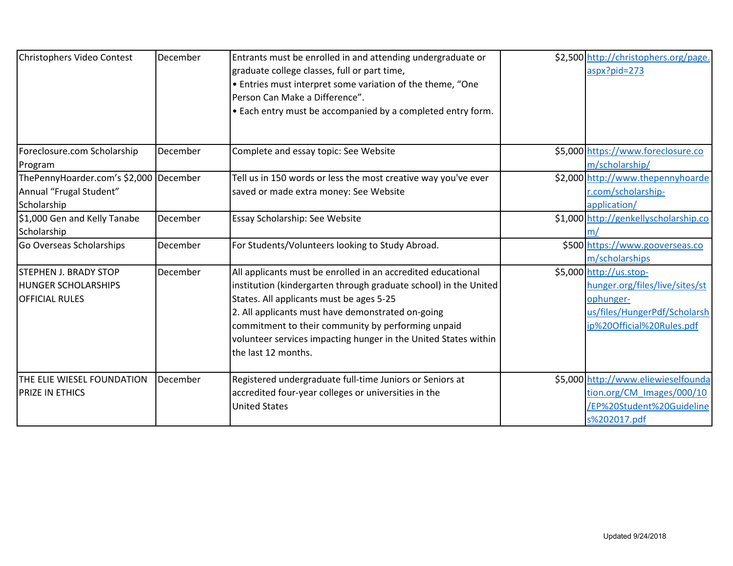| | | | | |
|---|---|---|---|---|
| Christophers Video Contest | December | Entrants must be enrolled in and attending undergraduate or graduate college classes, full or part time,<br>• Entries must interpret some variation of the theme, "One Person Can Make a Difference".<br>• Each entry must be accompanied by a completed entry form. | $2,500 | http://christophers.org/page.aspx?pid=273 |
| Foreclosure.com Scholarship Program | December | Complete and essay topic: See Website | $5,000 | https://www.foreclosure.com/scholarship/ |
| ThePennyHoarder.com's $2,000 Annual "Frugal Student" Scholarship | December | Tell us in 150 words or less the most creative way you've ever saved or made extra money: See Website | $2,000 | http://www.thepennyhoarder.com/scholarship-application/ |
| $1,000 Gen and Kelly Tanabe Scholarship | December | Essay Scholarship: See Website | $1,000 | http://genkellyscholarship.com/ |
| Go Overseas Scholarships | December | For Students/Volunteers looking to Study Abroad. | $500 | https://www.gooverseas.com/scholarships |
| STEPHEN J. BRADY STOP HUNGER SCHOLARSHIPS OFFICIAL RULES | December | All applicants must be enrolled in an accredited educational institution (kindergarten through graduate school) in the United States. All applicants must be ages 5-25<br>2. All applicants must have demonstrated on-going commitment to their community by performing unpaid volunteer services impacting hunger in the United States within the last 12 months. | $5,000 | http://us.stop-hunger.org/files/live/sites/stophunger-us/files/HungerPdf/Scholarship%20Official%20Rules.pdf |
| THE ELIE WIESEL FOUNDATION PRIZE IN ETHICS | December | Registered undergraduate full-time Juniors or Seniors at accredited four-year colleges or universities in the United States | $5,000 | http://www.eliewieselfoundation.org/CM_Images/000/10/EP%20Student%20Guidelines%202017.pdf |

Updated 9/24/2018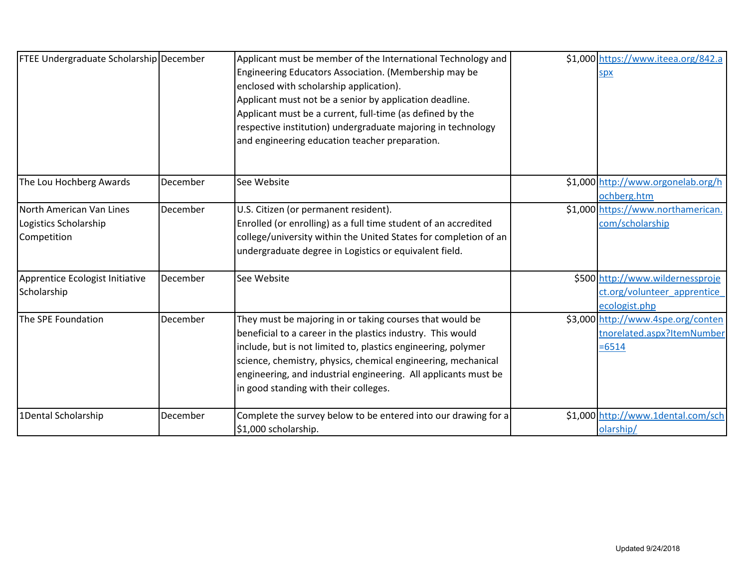| | | | | |
|---|---|---|---|---|
| FTEE Undergraduate Scholarship | December | Applicant must be member of the International Technology and Engineering Educators Association. (Membership may be enclosed with scholarship application). Applicant must not be a senior by application deadline. Applicant must be a current, full-time (as defined by the respective institution) undergraduate majoring in technology and engineering education teacher preparation. | $1,000 | https://www.iteea.org/842.aspx |
| The Lou Hochberg Awards | December | See Website | $1,000 | http://www.orgonelab.org/hochberg.htm |
| North American Van Lines Logistics Scholarship Competition | December | U.S. Citizen (or permanent resident). Enrolled (or enrolling) as a full time student of an accredited college/university within the United States for completion of an undergraduate degree in Logistics or equivalent field. | $1,000 | https://www.northamerican.com/scholarship |
| Apprentice Ecologist Initiative Scholarship | December | See Website | $500 | http://www.wildernessproject.org/volunteer_apprentice_ecologist.php |
| The SPE Foundation | December | They must be majoring in or taking courses that would be beneficial to a career in the plastics industry. This would include, but is not limited to, plastics engineering, polymer science, chemistry, physics, chemical engineering, mechanical engineering, and industrial engineering. All applicants must be in good standing with their colleges. | $3,000 | http://www.4spe.org/contentnorelated.aspx?ItemNumber=6514 |
| 1Dental Scholarship | December | Complete the survey below to be entered into our drawing for a $1,000 scholarship. | $1,000 | http://www.1dental.com/scholarship/ |

Updated 9/24/2018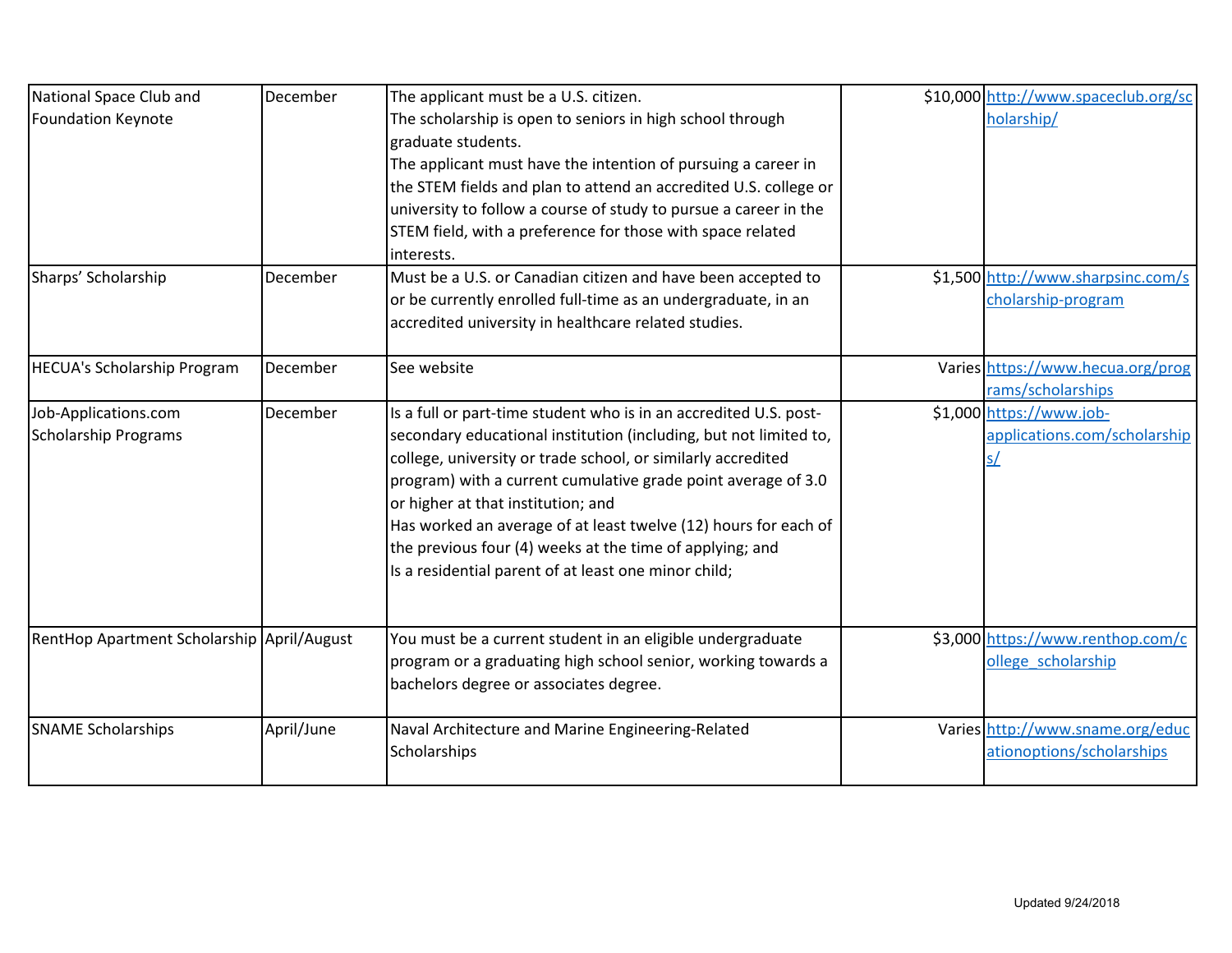| | | | | |
|---|---|---|---|---|
| National Space Club and Foundation Keynote | December | The applicant must be a U.S. citizen.<br>The scholarship is open to seniors in high school through graduate students.<br>The applicant must have the intention of pursuing a career in the STEM fields and plan to attend an accredited U.S. college or university to follow a course of study to pursue a career in the STEM field, with a preference for those with space related interests. | $10,000 | http://www.spaceclub.org/scholarship/ |
| Sharps' Scholarship | December | Must be a U.S. or Canadian citizen and have been accepted to or be currently enrolled full-time as an undergraduate, in an accredited university in healthcare related studies. | $1,500 | http://www.sharpsinc.com/scholarship-program |
| HECUA's Scholarship Program | December | See website | Varies | https://www.hecua.org/programs/scholarships |
| Job-Applications.com Scholarship Programs | December | Is a full or part-time student who is in an accredited U.S. post-secondary educational institution (including, but not limited to, college, university or trade school, or similarly accredited program) with a current cumulative grade point average of 3.0 or higher at that institution; and<br>Has worked an average of at least twelve (12) hours for each of the previous four (4) weeks at the time of applying; and<br>Is a residential parent of at least one minor child; | $1,000 | https://www.job-applications.com/scholarships/ |
| RentHop Apartment Scholarship | April/August | You must be a current student in an eligible undergraduate program or a graduating high school senior, working towards a bachelors degree or associates degree. | $3,000 | https://www.renthop.com/college_scholarship |
| SNAME Scholarships | April/June | Naval Architecture and Marine Engineering-Related Scholarships | Varies | http://www.sname.org/educationoptions/scholarships |

Updated 9/24/2018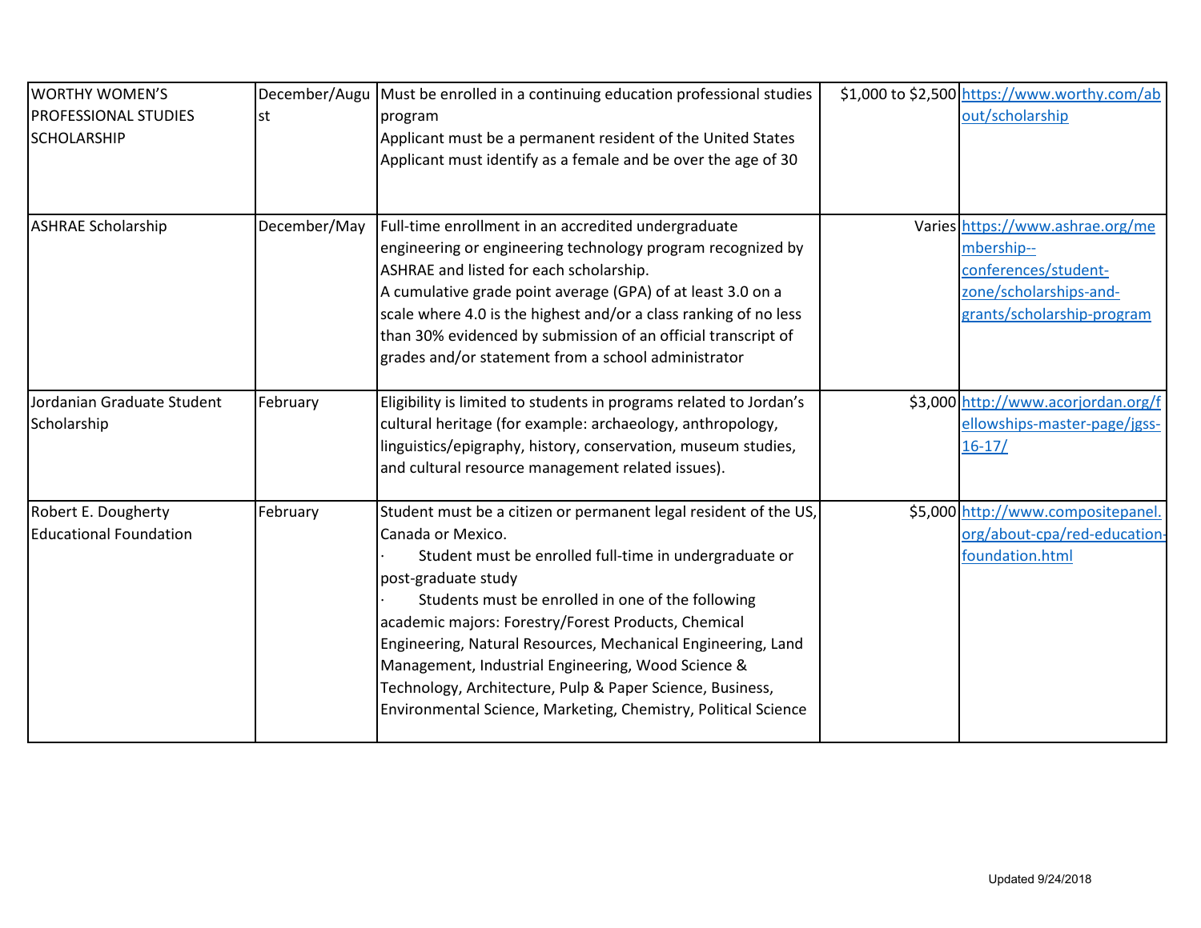| WORTHY WOMEN'S PROFESSIONAL STUDIES SCHOLARSHIP | December/August | Must be enrolled in a continuing education professional studies program<br>Applicant must be a permanent resident of the United States<br>Applicant must identify as a female and be over the age of 30 | $1,000 to $2,500 | https://www.worthy.com/about/scholarship |
|---|---|---|---|---|
| ASHRAE Scholarship | December/May | Full-time enrollment in an accredited undergraduate engineering or engineering technology program recognized by ASHRAE and listed for each scholarship.<br>A cumulative grade point average (GPA) of at least 3.0 on a scale where 4.0 is the highest and/or a class ranking of no less than 30% evidenced by submission of an official transcript of grades and/or statement from a school administrator | Varies | https://www.ashrae.org/membership--conferences/student-zone/scholarships-and-grants/scholarship-program |
| Jordanian Graduate Student Scholarship | February | Eligibility is limited to students in programs related to Jordan's cultural heritage (for example: archaeology, anthropology, linguistics/epigraphy, history, conservation, museum studies, and cultural resource management related issues). | $3,000 | http://www.acorjordan.org/fellowships-master-page/jgss-16-17/ |
| Robert E. Dougherty Educational Foundation | February | Student must be a citizen or permanent legal resident of the US, Canada or Mexico.<br>· Student must be enrolled full-time in undergraduate or post-graduate study<br>· Students must be enrolled in one of the following academic majors: Forestry/Forest Products, Chemical Engineering, Natural Resources, Mechanical Engineering, Land Management, Industrial Engineering, Wood Science & Technology, Architecture, Pulp & Paper Science, Business, Environmental Science, Marketing, Chemistry, Political Science | $5,000 | http://www.compositepanel.org/about-cpa/red-education-foundation.html |

Updated 9/24/2018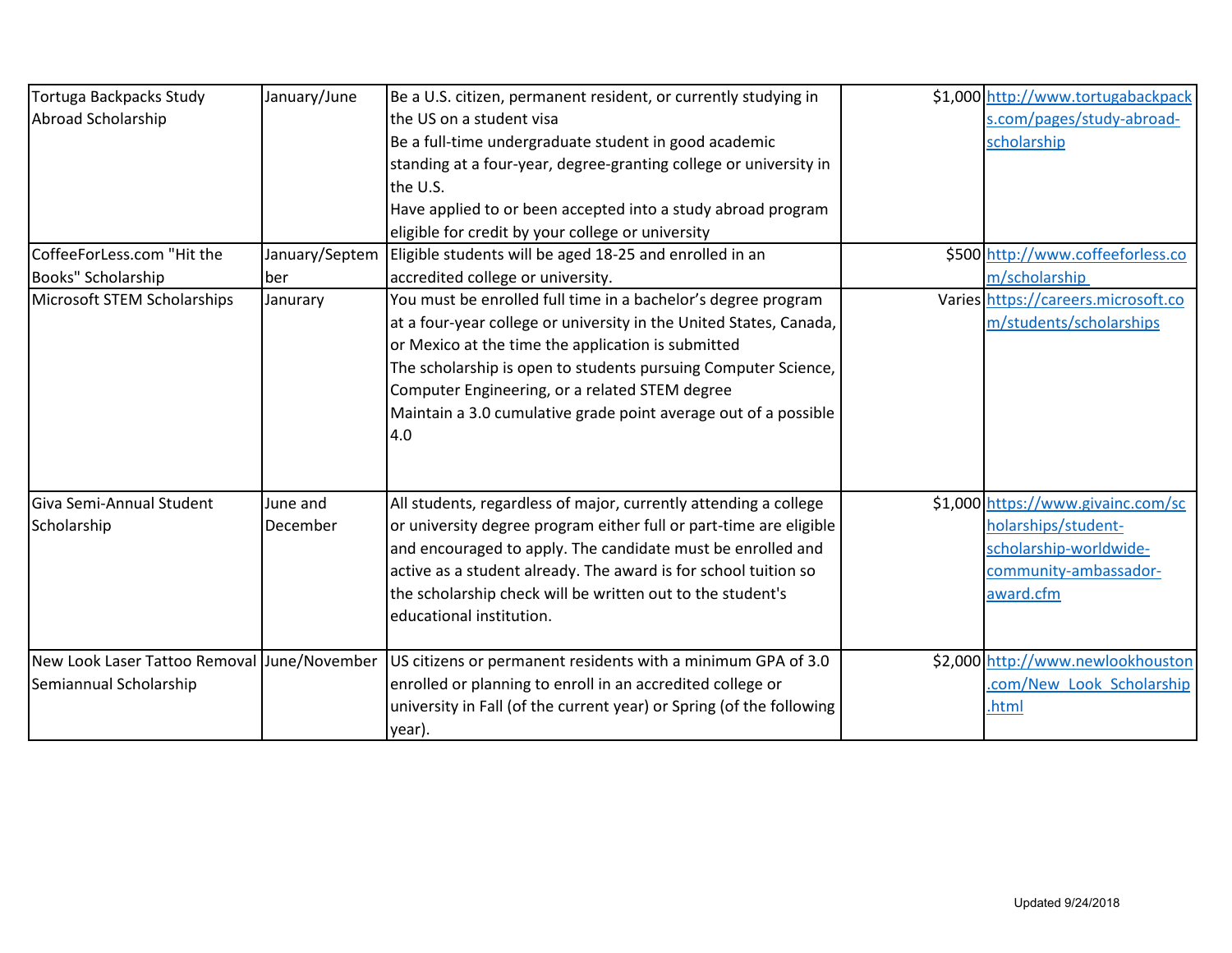| | | | | |
|---|---|---|---|---|
| Tortuga Backpacks Study Abroad Scholarship | January/June | Be a U.S. citizen, permanent resident, or currently studying in the US on a student visa<br>Be a full-time undergraduate student in good academic standing at a four-year, degree-granting college or university in the U.S.<br>Have applied to or been accepted into a study abroad program eligible for credit by your college or university | $1,000 | http://www.tortugabackpacks.com/pages/study-abroad-scholarship |
| CoffeeForLess.com "Hit the Books" Scholarship | January/September | Eligible students will be aged 18-25 and enrolled in an accredited college or university. | $500 | http://www.coffeeforless.com/scholarship |
| Microsoft STEM Scholarships | Janurary | You must be enrolled full time in a bachelor's degree program at a four-year college or university in the United States, Canada, or Mexico at the time the application is submitted<br>The scholarship is open to students pursuing Computer Science, Computer Engineering, or a related STEM degree<br>Maintain a 3.0 cumulative grade point average out of a possible 4.0 | Varies | https://careers.microsoft.com/students/scholarships |
| Giva Semi-Annual Student Scholarship | June and December | All students, regardless of major, currently attending a college or university degree program either full or part-time are eligible and encouraged to apply. The candidate must be enrolled and active as a student already. The award is for school tuition so the scholarship check will be written out to the student's educational institution. | $1,000 | https://www.givainc.com/scholarships/student-scholarship-worldwide-community-ambassador-award.cfm |
| New Look Laser Tattoo Removal Semiannual Scholarship | June/November | US citizens or permanent residents with a minimum GPA of 3.0 enrolled or planning to enroll in an accredited college or university in Fall (of the current year) or Spring (of the following year). | $2,000 | http://www.newlookhouston.com/New_Look_Scholarship.html |

Updated 9/24/2018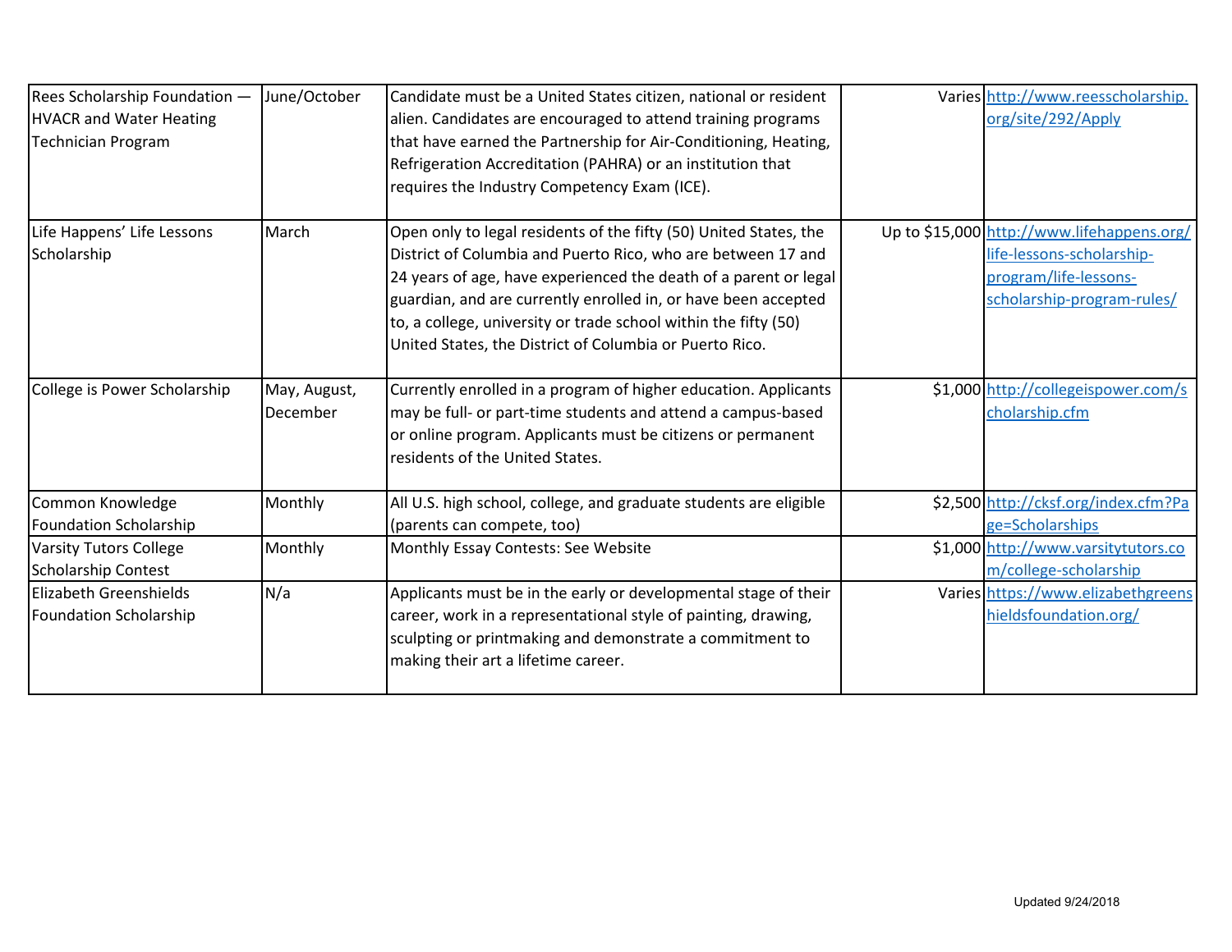| | | | | |
|---|---|---|---|---|
| Rees Scholarship Foundation — HVACR and Water Heating Technician Program | June/October | Candidate must be a United States citizen, national or resident alien. Candidates are encouraged to attend training programs that have earned the Partnership for Air-Conditioning, Heating, Refrigeration Accreditation (PAHRA) or an institution that requires the Industry Competency Exam (ICE). | Varies | http://www.reesscholarship.org/site/292/Apply |
| Life Happens' Life Lessons Scholarship | March | Open only to legal residents of the fifty (50) United States, the District of Columbia and Puerto Rico, who are between 17 and 24 years of age, have experienced the death of a parent or legal guardian, and are currently enrolled in, or have been accepted to, a college, university or trade school within the fifty (50) United States, the District of Columbia or Puerto Rico. | Up to $15,000 | http://www.lifehappens.org/life-lessons-scholarship-program/life-lessons-scholarship-program-rules/ |
| College is Power Scholarship | May, August, December | Currently enrolled in a program of higher education. Applicants may be full- or part-time students and attend a campus-based or online program. Applicants must be citizens or permanent residents of the United States. | $1,000 | http://collegeispower.com/scholarship.cfm |
| Common Knowledge Foundation Scholarship | Monthly | All U.S. high school, college, and graduate students are eligible (parents can compete, too) | $2,500 | http://cksf.org/index.cfm?Page=Scholarships |
| Varsity Tutors College Scholarship Contest | Monthly | Monthly Essay Contests: See Website | $1,000 | http://www.varsitytutors.com/college-scholarship |
| Elizabeth Greenshields Foundation Scholarship | N/a | Applicants must be in the early or developmental stage of their career, work in a representational style of painting, drawing, sculpting or printmaking and demonstrate a commitment to making their art a lifetime career. | Varies | https://www.elizabethgreenshieldsfoundation.org/ |

Updated 9/24/2018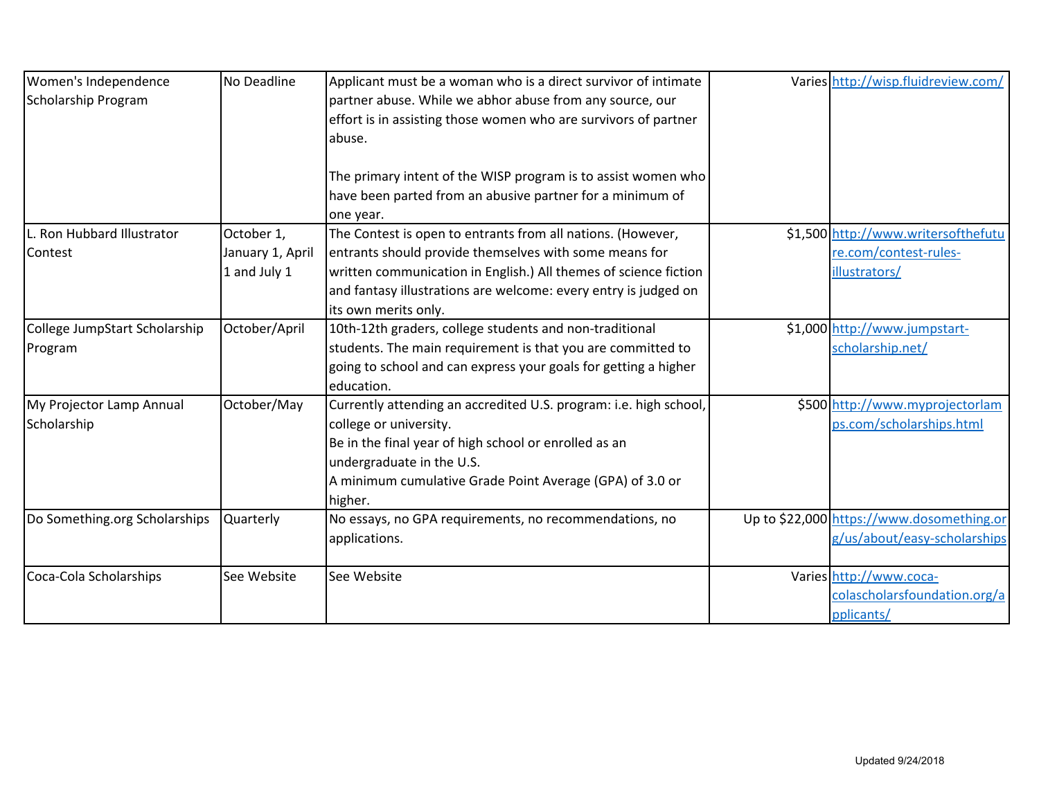| | | | | |
|---|---|---|---|---|
| Women's Independence Scholarship Program | No Deadline | Applicant must be a woman who is a direct survivor of intimate partner abuse. While we abhor abuse from any source, our effort is in assisting those women who are survivors of partner abuse.<br><br>The primary intent of the WISP program is to assist women who have been parted from an abusive partner for a minimum of one year. | Varies | http://wisp.fluidreview.com/ |
| L. Ron Hubbard Illustrator Contest | October 1, January 1, April 1 and July 1 | The Contest is open to entrants from all nations. (However, entrants should provide themselves with some means for written communication in English.) All themes of science fiction and fantasy illustrations are welcome: every entry is judged on its own merits only. | $1,500 | http://www.writersofthefuture.com/contest-rules-illustrators/ |
| College JumpStart Scholarship Program | October/April | 10th-12th graders, college students and non-traditional students. The main requirement is that you are committed to going to school and can express your goals for getting a higher education. | $1,000 | http://www.jumpstart-scholarship.net/ |
| My Projector Lamp Annual Scholarship | October/May | Currently attending an accredited U.S. program: i.e. high school, college or university.<br>Be in the final year of high school or enrolled as an undergraduate in the U.S.<br>A minimum cumulative Grade Point Average (GPA) of 3.0 or higher. | $500 | http://www.myprojectorlamps.com/scholarships.html |
| Do Something.org Scholarships | Quarterly | No essays, no GPA requirements, no recommendations, no applications. | Up to $22,000 | https://www.dosomething.org/us/about/easy-scholarships |
| Coca-Cola Scholarships | See Website | See Website | Varies | http://www.coca-colascholarsfoundation.org/applicants/ |

Updated 9/24/2018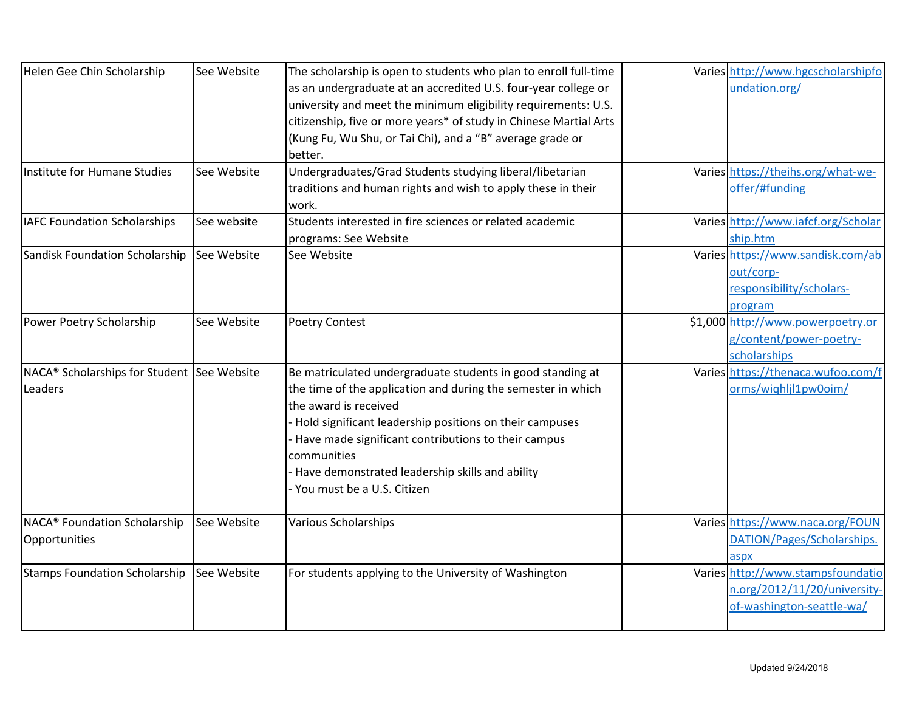| | | | | |
|---|---|---|---|---|
| Helen Gee Chin Scholarship | See Website | The scholarship is open to students who plan to enroll full-time as an undergraduate at an accredited U.S. four-year college or university and meet the minimum eligibility requirements: U.S. citizenship, five or more years* of study in Chinese Martial Arts (Kung Fu, Wu Shu, or Tai Chi), and a "B" average grade or better. | Varies | http://www.hgcscholarshipfoundation.org/ |
| Institute for Humane Studies | See Website | Undergraduates/Grad Students studying liberal/libetarian traditions and human rights and wish to apply these in their work. | Varies | https://theihs.org/what-we-offer/#funding |
| IAFC Foundation Scholarships | See website | Students interested in fire sciences or related academic programs: See Website | Varies | http://www.iafcf.org/Scholarship.htm |
| Sandisk Foundation Scholarship | See Website | See Website | Varies | https://www.sandisk.com/about/corp-responsibility/scholars-program |
| Power Poetry Scholarship | See Website | Poetry Contest | $1,000 | http://www.powerpoetry.org/content/power-poetry-scholarships |
| NACA® Scholarships for Student Leaders | See Website | Be matriculated undergraduate students in good standing at the time of the application and during the semester in which the award is received<br>- Hold significant leadership positions on their campuses<br>- Have made significant contributions to their campus communities<br>- Have demonstrated leadership skills and ability<br>- You must be a U.S. Citizen | Varies | https://thenaca.wufoo.com/forms/wiqhljl1pw0oim/ |
| NACA® Foundation Scholarship Opportunities | See Website | Various Scholarships | Varies | https://www.naca.org/FOUNDATION/Pages/Scholarships.aspx |
| Stamps Foundation Scholarship | See Website | For students applying to the University of Washington | Varies | http://www.stampsfoundation.org/2012/11/20/university-of-washington-seattle-wa/ |

Updated 9/24/2018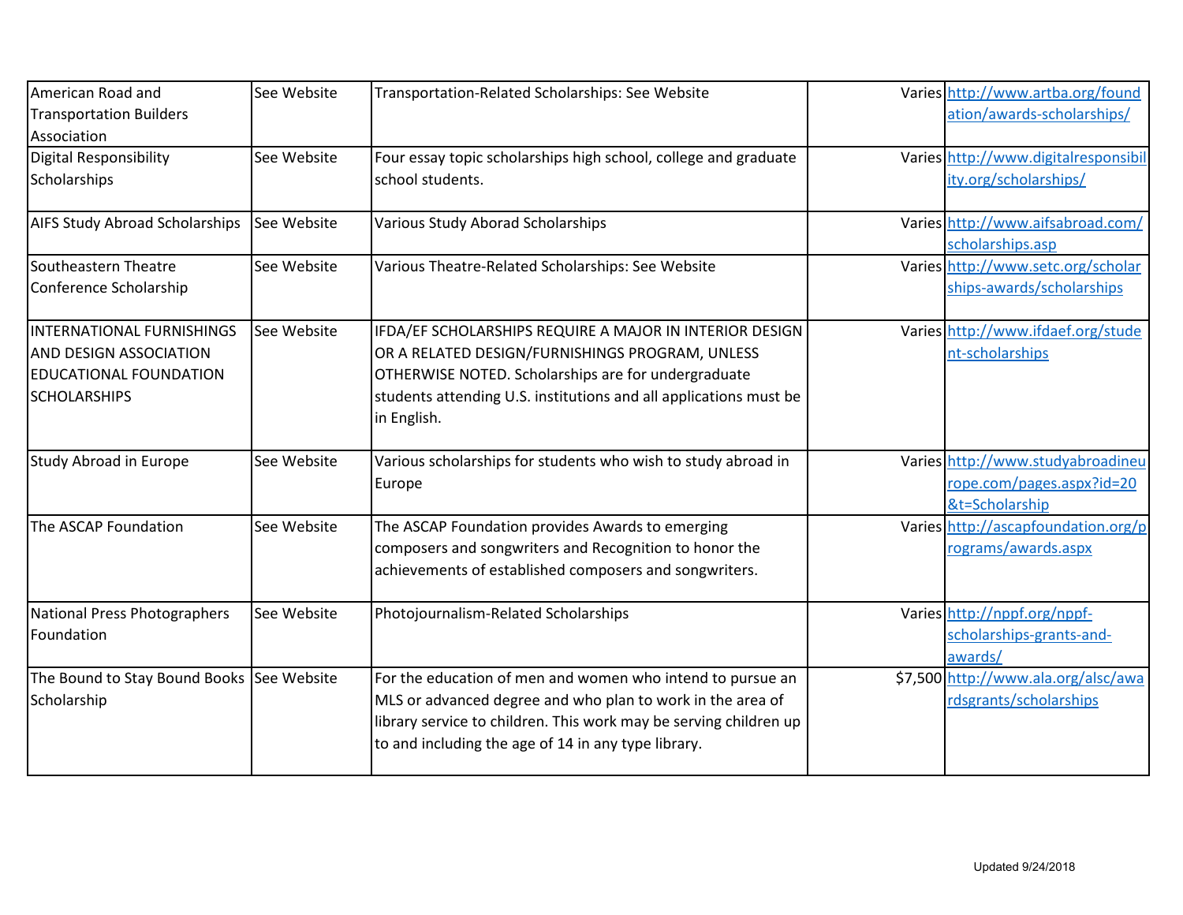| | | | | |
|---|---|---|---|---|
| American Road and Transportation Builders Association | See Website | Transportation-Related Scholarships: See Website | Varies | http://www.artba.org/foundation/awards-scholarships/ |
| Digital Responsibility Scholarships | See Website | Four essay topic scholarships high school, college and graduate school students. | Varies | http://www.digitalresponsibility.org/scholarships/ |
| AIFS Study Abroad Scholarships | See Website | Various Study Aborad Scholarships | Varies | http://www.aifsabroad.com/scholarships.asp |
| Southeastern Theatre Conference Scholarship | See Website | Various Theatre-Related Scholarships: See Website | Varies | http://www.setc.org/scholarships-awards/scholarships |
| INTERNATIONAL FURNISHINGS AND DESIGN ASSOCIATION EDUCATIONAL FOUNDATION SCHOLARSHIPS | See Website | IFDA/EF SCHOLARSHIPS REQUIRE A MAJOR IN INTERIOR DESIGN OR A RELATED DESIGN/FURNISHINGS PROGRAM, UNLESS OTHERWISE NOTED. Scholarships are for undergraduate students attending U.S. institutions and all applications must be in English. | Varies | http://www.ifdaef.org/student-scholarships |
| Study Abroad in Europe | See Website | Various scholarships for students who wish to study abroad in Europe | Varies | http://www.studyabroadineurope.com/pages.aspx?id=20&t=Scholarship |
| The ASCAP Foundation | See Website | The ASCAP Foundation provides Awards to emerging composers and songwriters and Recognition to honor the achievements of established composers and songwriters. | Varies | http://ascapfoundation.org/programs/awards.aspx |
| National Press Photographers Foundation | See Website | Photojournalism-Related Scholarships | Varies | http://nppf.org/nppf-scholarships-grants-and-awards/ |
| The Bound to Stay Bound Books Scholarship | See Website | For the education of men and women who intend to pursue an MLS or advanced degree and who plan to work in the area of library service to children. This work may be serving children up to and including the age of 14 in any type library. | $7,500 | http://www.ala.org/alsc/awardsgrants/scholarships |

Updated 9/24/2018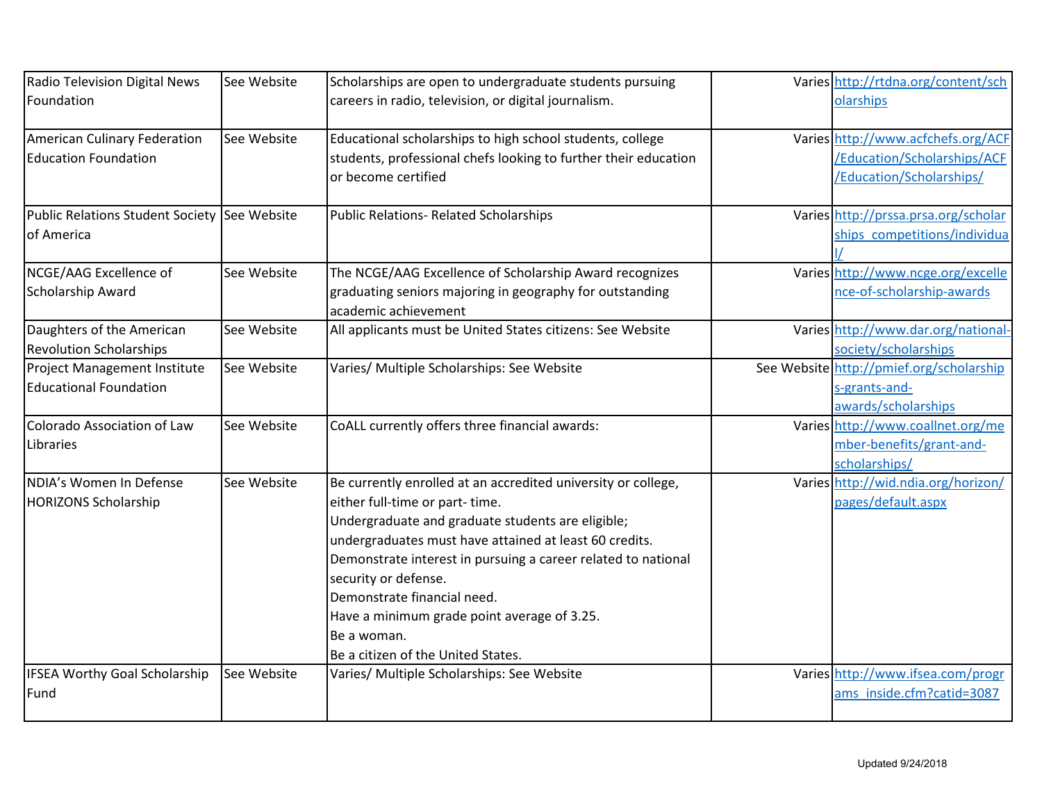| | | | | |
|---|---|---|---|---|
| Radio Television Digital News Foundation | See Website | Scholarships are open to undergraduate students pursuing careers in radio, television, or digital journalism. | Varies | http://rtdna.org/content/scholarships |
| American Culinary Federation Education Foundation | See Website | Educational scholarships to high school students, college students, professional chefs looking to further their education or become certified | Varies | http://www.acfchefs.org/ACF/Education/Scholarships/ACF/Education/Scholarships/ |
| Public Relations Student Society of America | See Website | Public Relations- Related Scholarships | Varies | http://prssa.prsa.org/scholarships_competitions/individual/ |
| NCGE/AAG Excellence of Scholarship Award | See Website | The NCGE/AAG Excellence of Scholarship Award recognizes graduating seniors majoring in geography for outstanding academic achievement | Varies | http://www.ncge.org/excellence-of-scholarship-awards |
| Daughters of the American Revolution Scholarships | See Website | All applicants must be United States citizens: See Website | Varies | http://www.dar.org/national-society/scholarships |
| Project Management Institute Educational Foundation | See Website | Varies/ Multiple Scholarships: See Website | See Website | http://pmief.org/scholarships-grants-and-awards/scholarships |
| Colorado Association of Law Libraries | See Website | CoALL currently offers three financial awards: | Varies | http://www.coallnet.org/member-benefits/grant-and-scholarships/ |
| NDIA's Women In Defense HORIZONS Scholarship | See Website | Be currently enrolled at an accredited university or college, either full-time or part- time.<br>Undergraduate and graduate students are eligible; undergraduates must have attained at least 60 credits.<br>Demonstrate interest in pursuing a career related to national security or defense.<br>Demonstrate financial need.<br>Have a minimum grade point average of 3.25.<br>Be a woman.<br>Be a citizen of the United States. | Varies | http://wid.ndia.org/horizon/pages/default.aspx |
| IFSEA Worthy Goal Scholarship Fund | See Website | Varies/ Multiple Scholarships: See Website | Varies | http://www.ifsea.com/programs_inside.cfm?catid=3087 |

Updated 9/24/2018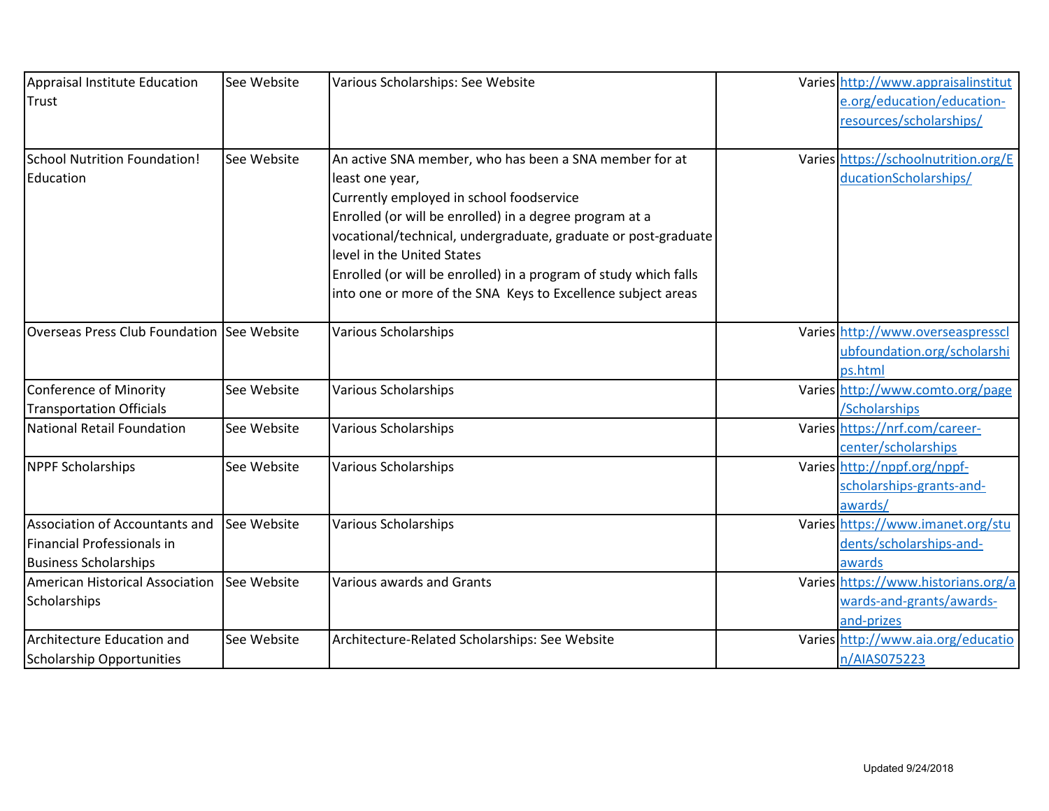| | | | | |
|---|---|---|---|---|
| Appraisal Institute Education Trust | See Website | Various Scholarships: See Website | Varies | http://www.appraisalinstitute.org/education/education-resources/scholarships/ |
| School Nutrition Foundation! Education | See Website | An active SNA member, who has been a SNA member for at least one year,<br>Currently employed in school foodservice<br>Enrolled (or will be enrolled) in a degree program at a vocational/technical, undergraduate, graduate or post-graduate level in the United States<br>Enrolled (or will be enrolled) in a program of study which falls into one or more of the SNA Keys to Excellence subject areas | Varies | https://schoolnutrition.org/EducationScholarships/ |
| Overseas Press Club Foundation | See Website | Various Scholarships | Varies | http://www.overseaspressclubfoundation.org/scholarships.html |
| Conference of Minority Transportation Officials | See Website | Various Scholarships | Varies | http://www.comto.org/page/Scholarships |
| National Retail Foundation | See Website | Various Scholarships | Varies | https://nrf.com/career-center/scholarships |
| NPPF Scholarships | See Website | Various Scholarships | Varies | http://nppf.org/nppf-scholarships-grants-and-awards/ |
| Association of Accountants and Financial Professionals in Business Scholarships | See Website | Various Scholarships | Varies | https://www.imanet.org/students/scholarships-and-awards |
| American Historical Association Scholarships | See Website | Various awards and Grants | Varies | https://www.historians.org/awards-and-grants/awards-and-prizes |
| Architecture Education and Scholarship Opportunities | See Website | Architecture-Related Scholarships: See Website | Varies | http://www.aia.org/education/AIAS075223 |

Updated 9/24/2018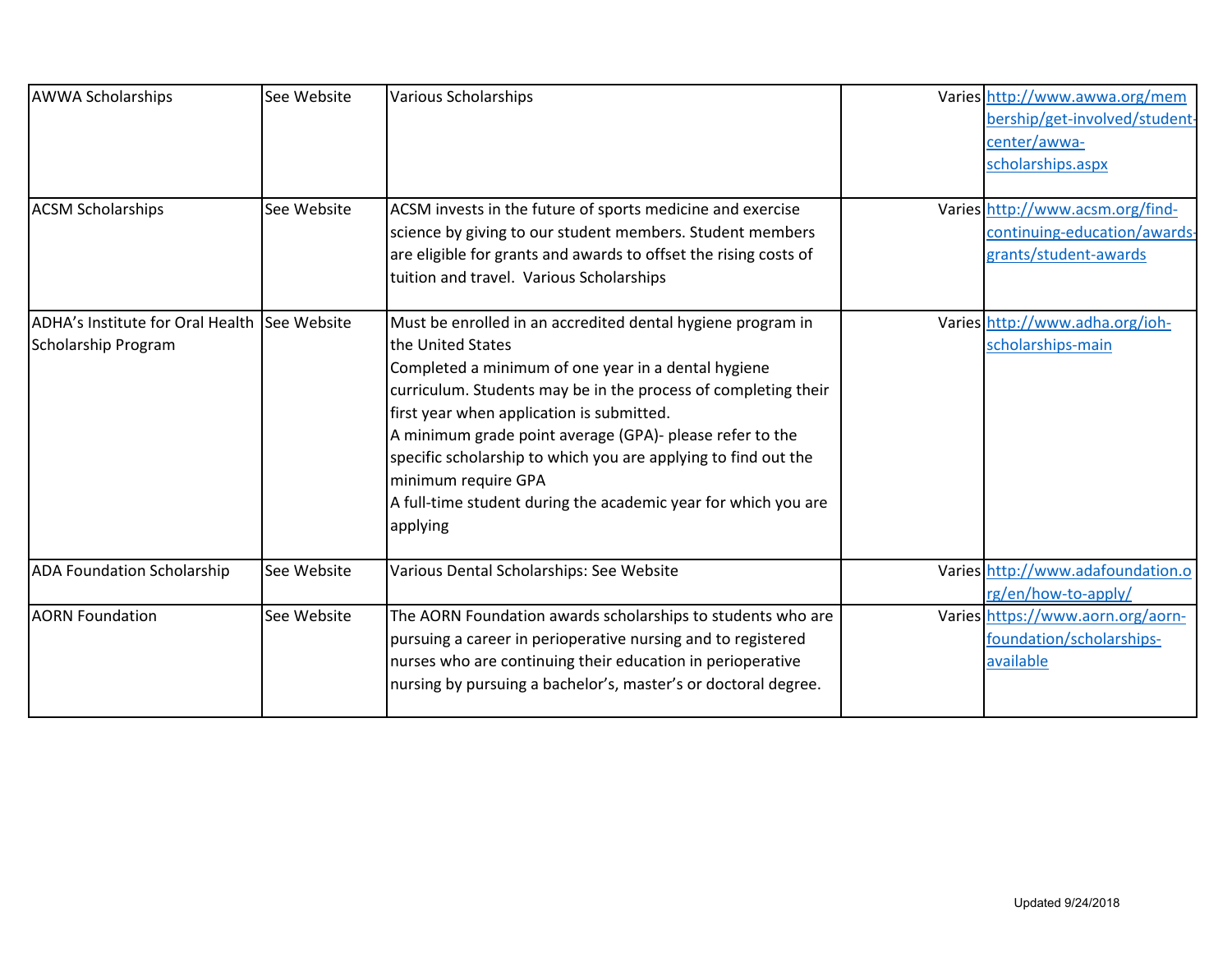| | | | | |
|---|---|---|---|---|
| AWWA Scholarships | See Website | Various Scholarships | Varies | http://www.awwa.org/membership/get-involved/student-center/awwa-scholarships.aspx |
| ACSM Scholarships | See Website | ACSM invests in the future of sports medicine and exercise science by giving to our student members. Student members are eligible for grants and awards to offset the rising costs of tuition and travel. Various Scholarships | Varies | http://www.acsm.org/find-continuing-education/awards-grants/student-awards |
| ADHA's Institute for Oral Health Scholarship Program | See Website | Must be enrolled in an accredited dental hygiene program in the United States<br>Completed a minimum of one year in a dental hygiene curriculum. Students may be in the process of completing their first year when application is submitted.<br>A minimum grade point average (GPA)- please refer to the specific scholarship to which you are applying to find out the minimum require GPA<br>A full-time student during the academic year for which you are applying | Varies | http://www.adha.org/ioh-scholarships-main |
| ADA Foundation Scholarship | See Website | Various Dental Scholarships: See Website | Varies | http://www.adafoundation.org/en/how-to-apply/ |
| AORN Foundation | See Website | The AORN Foundation awards scholarships to students who are pursuing a career in perioperative nursing and to registered nurses who are continuing their education in perioperative nursing by pursuing a bachelor's, master's or doctoral degree. | Varies | https://www.aorn.org/aorn-foundation/scholarships-available |

Updated 9/24/2018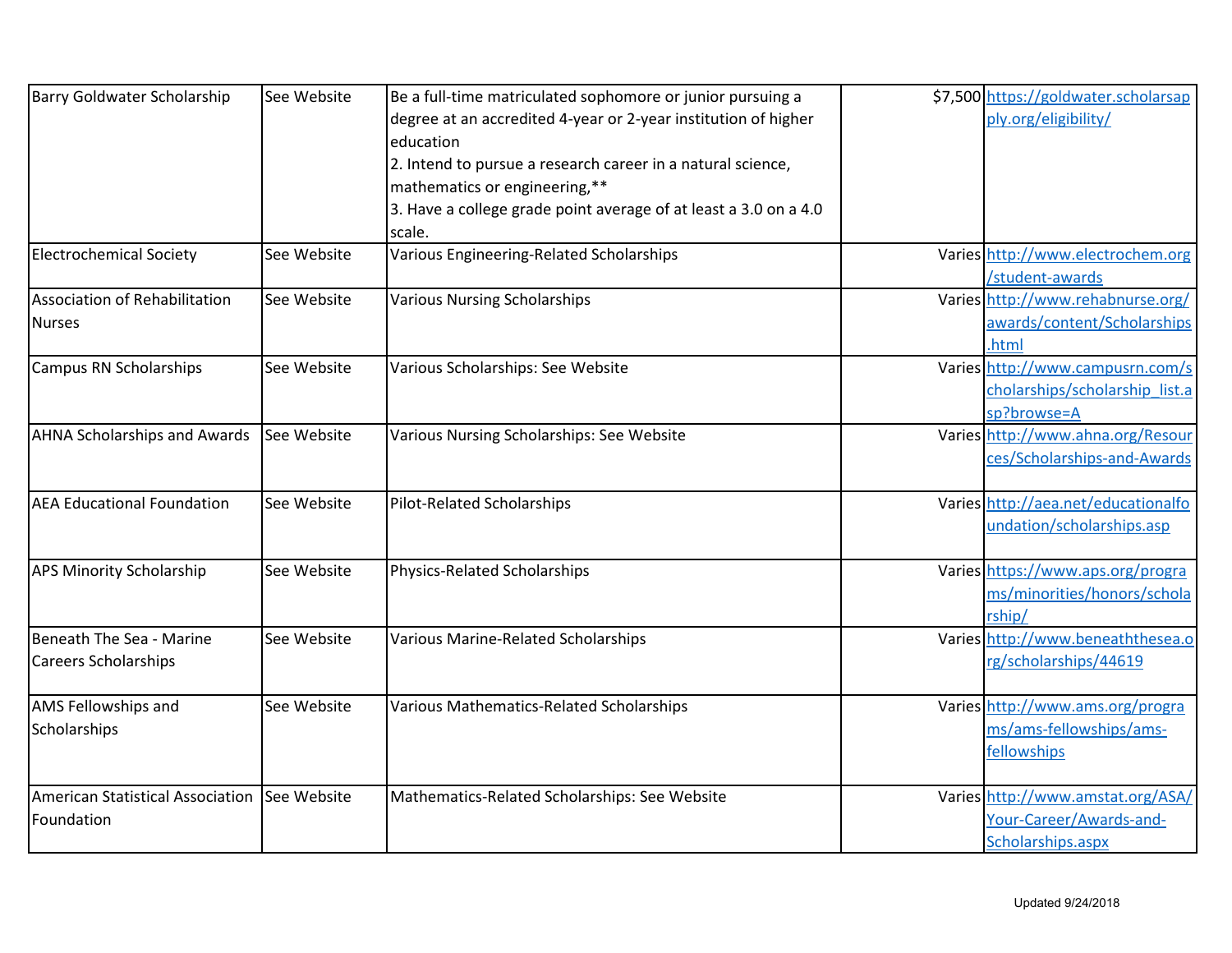| | | | | |
|---|---|---|---|---|
| Barry Goldwater Scholarship | See Website | Be a full-time matriculated sophomore or junior pursuing a degree at an accredited 4-year or 2-year institution of higher education<br>2. Intend to pursue a research career in a natural science, mathematics or engineering,**<br>3. Have a college grade point average of at least a 3.0 on a 4.0 scale. | $7,500 | https://goldwater.scholarsapply.org/eligibility/ |
| Electrochemical Society | See Website | Various Engineering-Related Scholarships | Varies | http://www.electrochem.org/student-awards |
| Association of Rehabilitation Nurses | See Website | Various Nursing Scholarships | Varies | http://www.rehabnurse.org/awards/content/Scholarships.html |
| Campus RN Scholarships | See Website | Various Scholarships: See Website | Varies | http://www.campusrn.com/scholarships/scholarship_list.asp?browse=A |
| AHNA Scholarships and Awards | See Website | Various Nursing Scholarships: See Website | Varies | http://www.ahna.org/Resources/Scholarships-and-Awards |
| AEA Educational Foundation | See Website | Pilot-Related Scholarships | Varies | http://aea.net/educationalfoundation/scholarships.asp |
| APS Minority Scholarship | See Website | Physics-Related Scholarships | Varies | https://www.aps.org/programs/minorities/honors/scholarship/ |
| Beneath The Sea - Marine Careers Scholarships | See Website | Various Marine-Related Scholarships | Varies | http://www.beneaththesea.org/scholarships/44619 |
| AMS Fellowships and Scholarships | See Website | Various Mathematics-Related Scholarships | Varies | http://www.ams.org/programs/ams-fellowships/ams-fellowships |
| American Statistical Association Foundation | See Website | Mathematics-Related Scholarships: See Website | Varies | http://www.amstat.org/ASA/Your-Career/Awards-and-Scholarships.aspx |

Updated 9/24/2018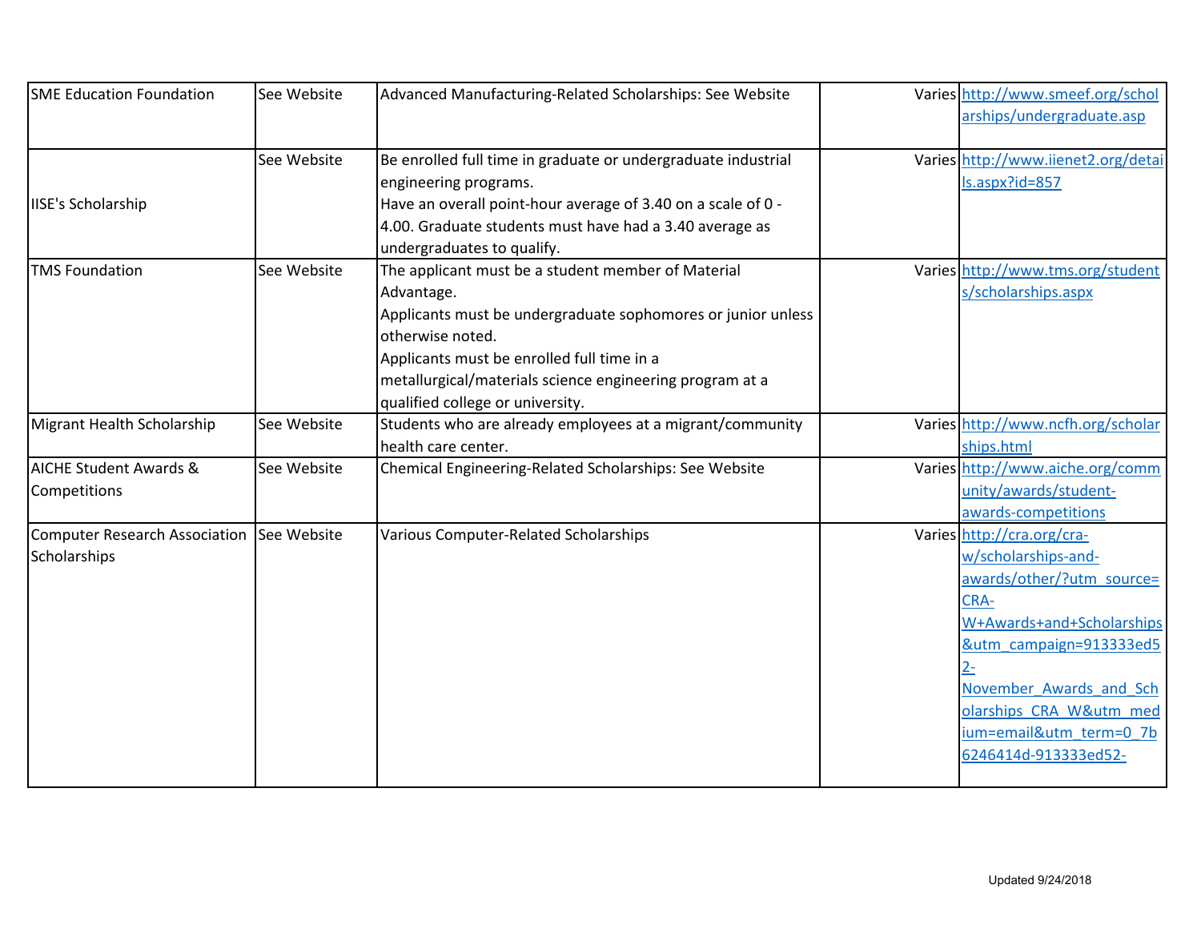| | | | | |
|---|---|---|---|---|
| SME Education Foundation | See Website | Advanced Manufacturing-Related Scholarships: See Website | Varies | http://www.smeef.org/scholarships/undergraduate.asp |
| IISE's Scholarship | See Website | Be enrolled full time in graduate or undergraduate industrial engineering programs.<br>Have an overall point-hour average of 3.40 on a scale of 0 - 4.00. Graduate students must have had a 3.40 average as undergraduates to qualify. | Varies | http://www.iienet2.org/details.aspx?id=857 |
| TMS Foundation | See Website | The applicant must be a student member of Material Advantage.<br>Applicants must be undergraduate sophomores or junior unless otherwise noted.<br>Applicants must be enrolled full time in a metallurgical/materials science engineering program at a qualified college or university. | Varies | http://www.tms.org/students/scholarships.aspx |
| Migrant Health Scholarship | See Website | Students who are already employees at a migrant/community health care center. | Varies | http://www.ncfh.org/scholarships.html |
| AICHE Student Awards & Competitions | See Website | Chemical Engineering-Related Scholarships: See Website | Varies | http://www.aiche.org/community/awards/student-awards-competitions |
| Computer Research Association Scholarships | See Website | Various Computer-Related Scholarships | Varies | http://cra.org/cra-w/scholarships-and-awards/other/?utm_source=CRA-W+Awards+and+Scholarships&utm_campaign=913333ed52-November_Awards_and_Scholarships_CRA_W&utm_medium=email&utm_term=0_7b6246414d-913333ed52- |

Updated 9/24/2018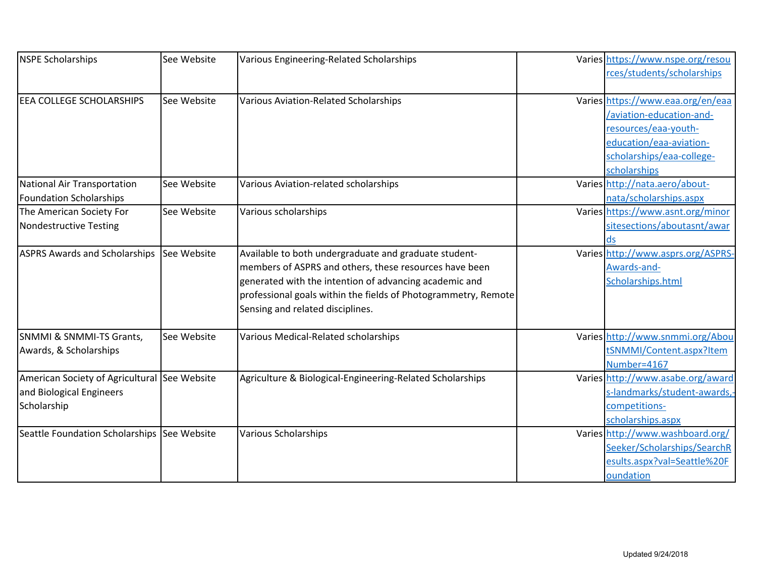| | | | | |
|---|---|---|---|---|
| NSPE Scholarships | See Website | Various Engineering-Related Scholarships | Varies | https://www.nspe.org/resources/students/scholarships |
| EEA COLLEGE SCHOLARSHIPS | See Website | Various Aviation-Related Scholarships | Varies | https://www.eaa.org/en/eaa/aviation-education-and-resources/eaa-youth-education/eaa-aviation-scholarships/eaa-college-scholarships |
| National Air Transportation Foundation Scholarships | See Website | Various Aviation-related scholarships | Varies | http://nata.aero/about-nata/scholarships.aspx |
| The American Society For Nondestructive Testing | See Website | Various scholarships | Varies | https://www.asnt.org/minorsitesections/aboutasnt/awards |
| ASPRS Awards and Scholarships | See Website | Available to both undergraduate and graduate student-members of ASPRS and others, these resources have been generated with the intention of advancing academic and professional goals within the fields of Photogrammetry, Remote Sensing and related disciplines. | Varies | http://www.asprs.org/ASPRS-Awards-and-Scholarships.html |
| SNMMI & SNMMI-TS Grants, Awards, & Scholarships | See Website | Various Medical-Related scholarships | Varies | http://www.snmmi.org/AboutSNMMI/Content.aspx?ItemNumber=4167 |
| American Society of Agricultural and Biological Engineers Scholarship | See Website | Agriculture & Biological-Engineering-Related Scholarships | Varies | http://www.asabe.org/awards-landmarks/student-awards,-competitions-scholarships.aspx |
| Seattle Foundation Scholarships | See Website | Various Scholarships | Varies | http://www.washboard.org/Seeker/Scholarships/SearchResults.aspx?val=Seattle%20Foundation |

Updated 9/24/2018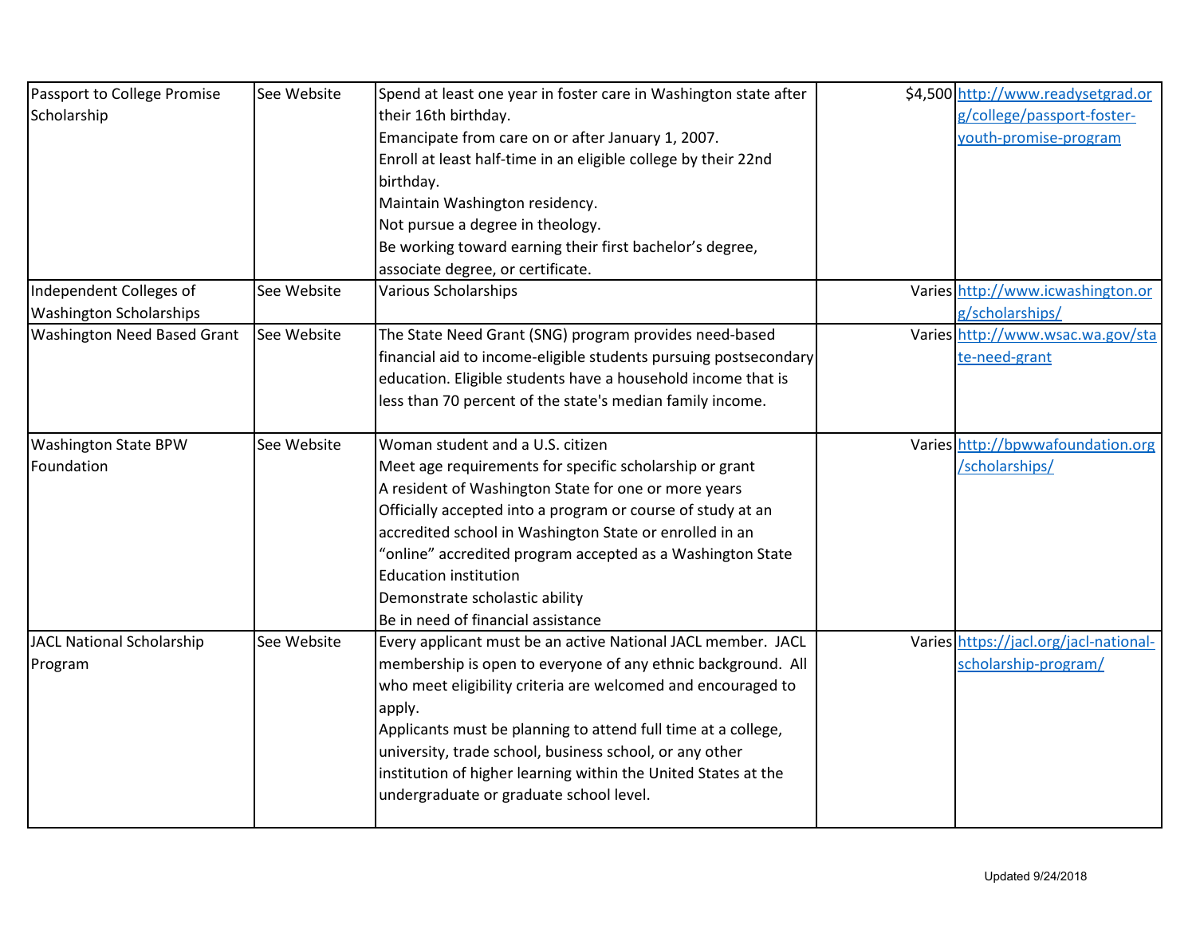| | | | | |
|---|---|---|---|---|
| Passport to College Promise Scholarship | See Website | Spend at least one year in foster care in Washington state after their 16th birthday.<br>Emancipate from care on or after January 1, 2007.<br>Enroll at least half-time in an eligible college by their 22nd birthday.<br>Maintain Washington residency.<br>Not pursue a degree in theology.<br>Be working toward earning their first bachelor's degree, associate degree, or certificate. | $4,500 | http://www.readysetgrad.org/college/passport-foster-youth-promise-program |
| Independent Colleges of Washington Scholarships | See Website | Various Scholarships | Varies | http://www.icwashington.org/scholarships/ |
| Washington Need Based Grant | See Website | The State Need Grant (SNG) program provides need-based financial aid to income-eligible students pursuing postsecondary education. Eligible students have a household income that is less than 70 percent of the state's median family income. | Varies | http://www.wsac.wa.gov/state-need-grant |
| Washington State BPW Foundation | See Website | Woman student and a U.S. citizen<br>Meet age requirements for specific scholarship or grant<br>A resident of Washington State for one or more years<br>Officially accepted into a program or course of study at an accredited school in Washington State or enrolled in an "online" accredited program accepted as a Washington State Education institution<br>Demonstrate scholastic ability<br>Be in need of financial assistance | Varies | http://bpwwafoundation.org/scholarships/ |
| JACL National Scholarship Program | See Website | Every applicant must be an active National JACL member. JACL membership is open to everyone of any ethnic background. All who meet eligibility criteria are welcomed and encouraged to apply.<br>Applicants must be planning to attend full time at a college, university, trade school, business school, or any other institution of higher learning within the United States at the undergraduate or graduate school level. | Varies | https://jacl.org/jacl-national-scholarship-program/ |

Updated 9/24/2018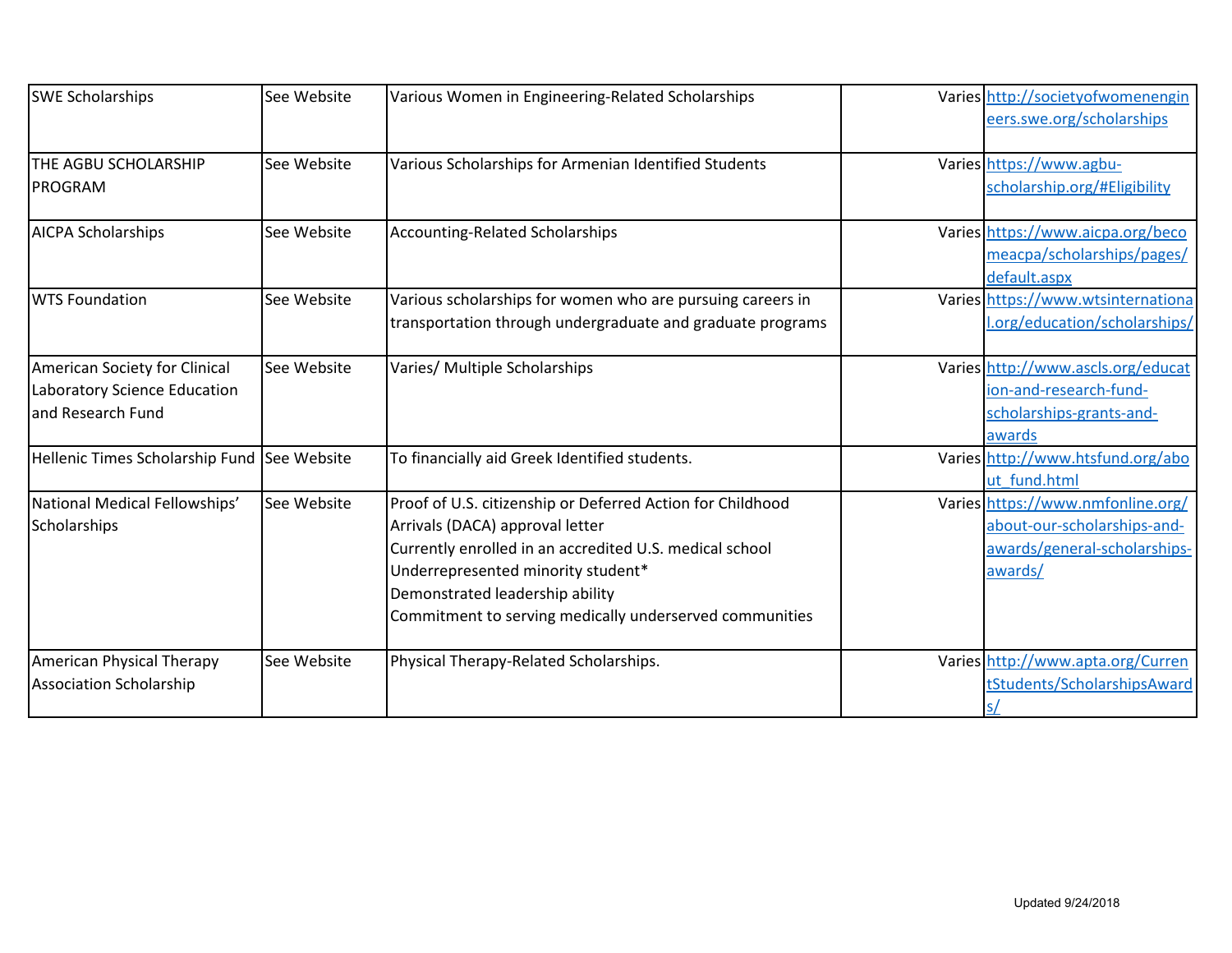| | | | | |
|---|---|---|---|---|
| SWE Scholarships | See Website | Various Women in Engineering-Related Scholarships | Varies | http://societyofwomenengineers.swe.org/scholarships |
| THE AGBU SCHOLARSHIP PROGRAM | See Website | Various Scholarships for Armenian Identified Students | Varies | https://www.agbu-scholarship.org/#Eligibility |
| AICPA Scholarships | See Website | Accounting-Related Scholarships | Varies | https://www.aicpa.org/becomeacpa/scholarships/pages/default.aspx |
| WTS Foundation | See Website | Various scholarships for women who are pursuing careers in transportation through undergraduate and graduate programs | Varies | https://www.wtsinternational.org/education/scholarships/ |
| American Society for Clinical Laboratory Science Education and Research Fund | See Website | Varies/ Multiple Scholarships | Varies | http://www.ascls.org/education-and-research-fund-scholarships-grants-and-awards |
| Hellenic Times Scholarship Fund | See Website | To financially aid Greek Identified students. | Varies | http://www.htsfund.org/about_fund.html |
| National Medical Fellowships' Scholarships | See Website | Proof of U.S. citizenship or Deferred Action for Childhood Arrivals (DACA) approval letter<br>Currently enrolled in an accredited U.S. medical school<br>Underrepresented minority student*<br>Demonstrated leadership ability<br>Commitment to serving medically underserved communities | Varies | https://www.nmfonline.org/about-our-scholarships-and-awards/general-scholarships-awards/ |
| American Physical Therapy Association Scholarship | See Website | Physical Therapy-Related Scholarships. | Varies | http://www.apta.org/CurrentStudents/ScholarshipsAwards/ |

Updated 9/24/2018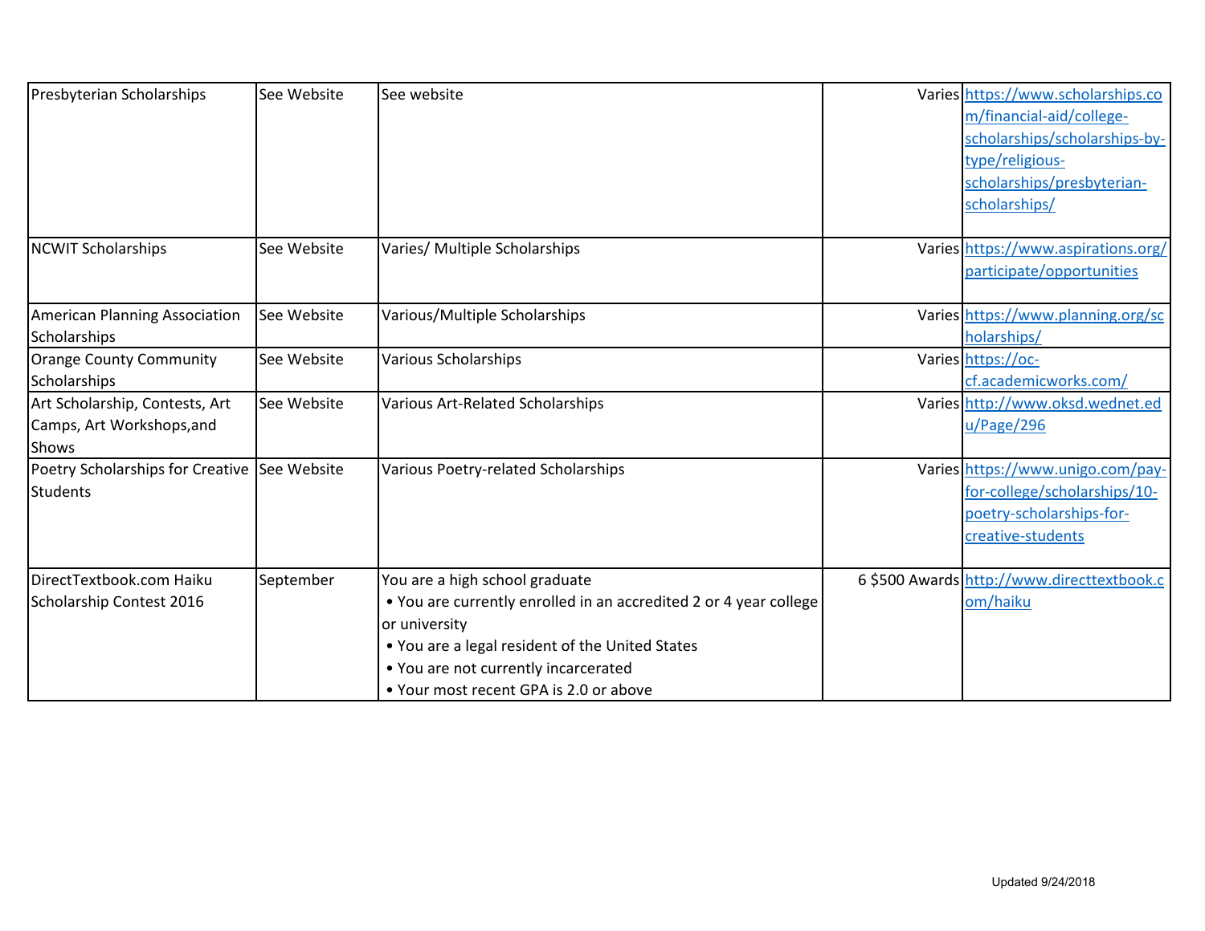| | | | | |
|---|---|---|---|---|
| Presbyterian Scholarships | See Website | See website | Varies | https://www.scholarships.com/financial-aid/college-scholarships/scholarships-by-type/religious-scholarships/presbyterian-scholarships/ |
| NCWIT Scholarships | See Website | Varies/ Multiple Scholarships | Varies | https://www.aspirations.org/participate/opportunities |
| American Planning Association Scholarships | See Website | Various/Multiple Scholarships | Varies | https://www.planning.org/scholarships/ |
| Orange County Community Scholarships | See Website | Various Scholarships | Varies | https://oc-cf.academicworks.com/ |
| Art Scholarship, Contests, Art Camps, Art Workshops,and Shows | See Website | Various Art-Related Scholarships | Varies | http://www.oksd.wednet.edu/Page/296 |
| Poetry Scholarships for Creative Students | See Website | Various Poetry-related Scholarships | Varies | https://www.unigo.com/pay-for-college/scholarships/10-poetry-scholarships-for-creative-students |
| DirectTextbook.com Haiku Scholarship Contest 2016 | September | You are a high school graduate<br>• You are currently enrolled in an accredited 2 or 4 year college or university<br>• You are a legal resident of the United States<br>• You are not currently incarcerated<br>• Your most recent GPA is 2.0 or above | 6 $500 Awards | http://www.directtextbook.com/haiku |

Updated 9/24/2018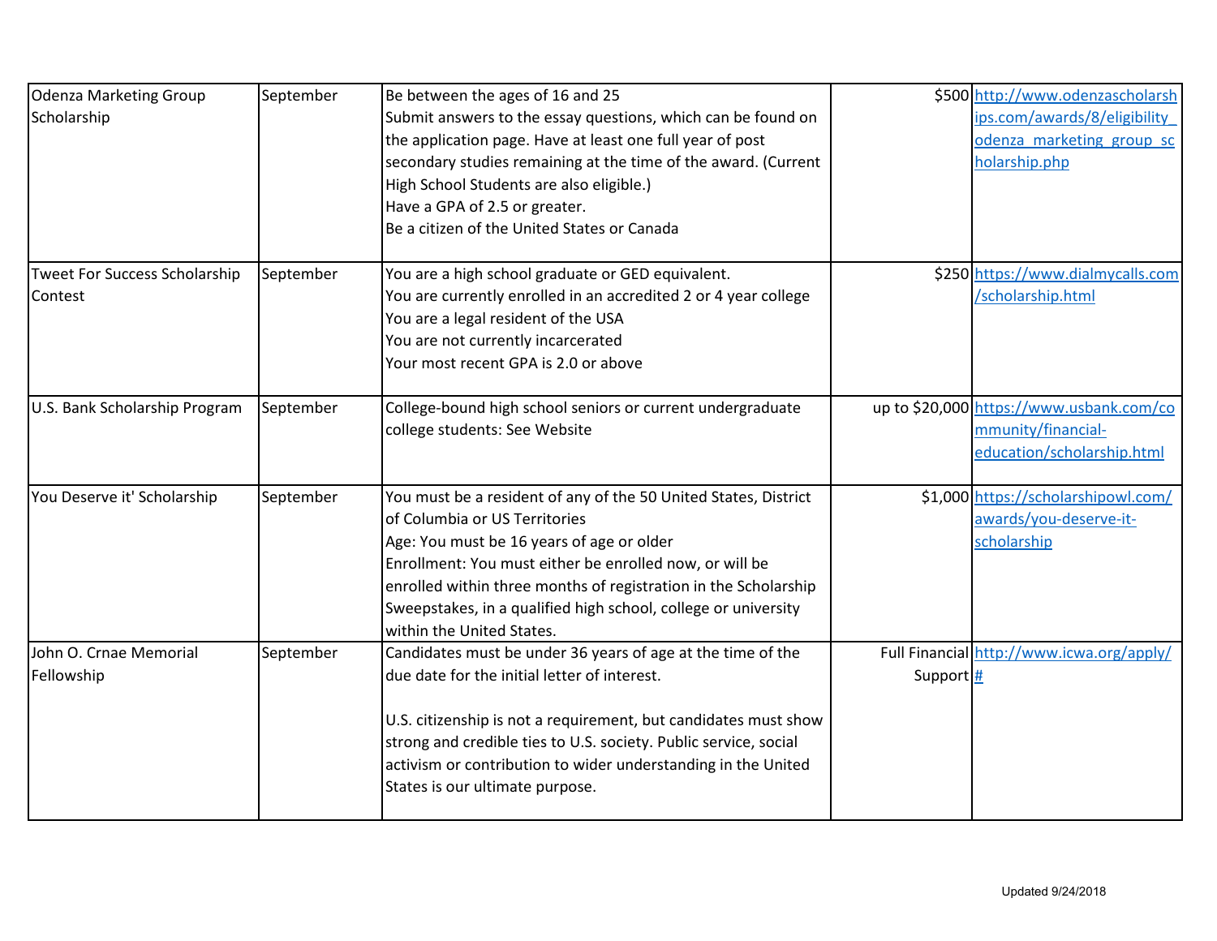| | | | | |
|---|---|---|---|---|
| Odenza Marketing Group Scholarship | September | Be between the ages of 16 and 25<br>Submit answers to the essay questions, which can be found on the application page. Have at least one full year of post secondary studies remaining at the time of the award. (Current High School Students are also eligible.)<br>Have a GPA of 2.5 or greater.<br>Be a citizen of the United States or Canada | $500 | http://www.odenzascholarships.com/awards/8/eligibility_odenza_marketing_group_scholarship.php |
| Tweet For Success Scholarship Contest | September | You are a high school graduate or GED equivalent.<br>You are currently enrolled in an accredited 2 or 4 year college<br>You are a legal resident of the USA<br>You are not currently incarcerated<br>Your most recent GPA is 2.0 or above | $250 | https://www.dialmycalls.com/scholarship.html |
| U.S. Bank Scholarship Program | September | College-bound high school seniors or current undergraduate college students: See Website | up to $20,000 | https://www.usbank.com/community/financial-education/scholarship.html |
| You Deserve it' Scholarship | September | You must be a resident of any of the 50 United States, District of Columbia or US Territories<br>Age: You must be 16 years of age or older<br>Enrollment: You must either be enrolled now, or will be enrolled within three months of registration in the Scholarship Sweepstakes, in a qualified high school, college or university within the United States. | $1,000 | https://scholarshipowl.com/awards/you-deserve-it-scholarship |
| John O. Crnae Memorial Fellowship | September | Candidates must be under 36 years of age at the time of the due date for the initial letter of interest.<br><br>U.S. citizenship is not a requirement, but candidates must show strong and credible ties to U.S. society. Public service, social activism or contribution to wider understanding in the United States is our ultimate purpose. | Full Financial Support | http://www.icwa.org/apply/# |

Updated 9/24/2018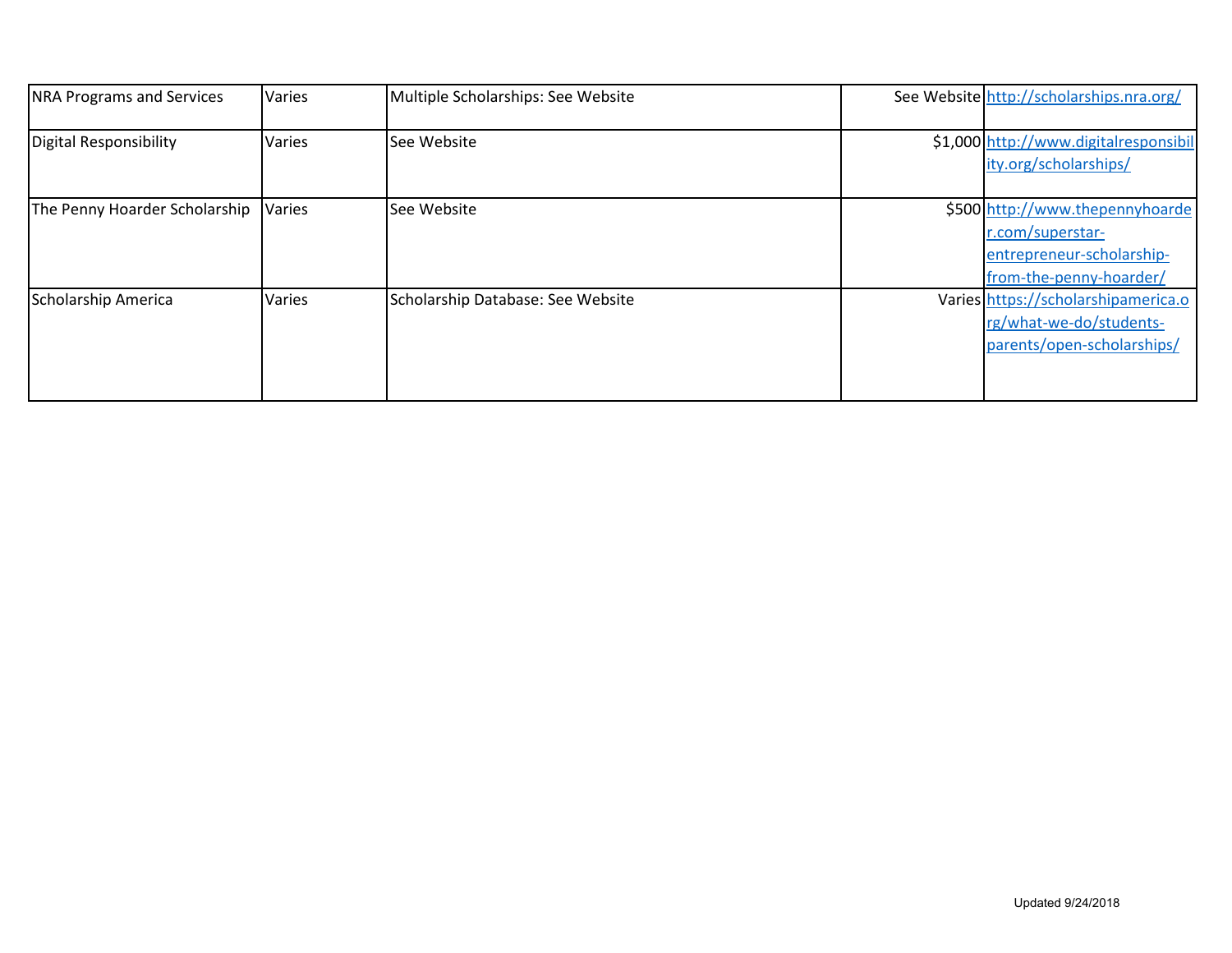| | | | | |
|---|---|---|---|---|
| NRA Programs and Services | Varies | Multiple Scholarships: See Website | See Website | http://scholarships.nra.org/ |
| Digital Responsibility | Varies | See Website | $1,000 | http://www.digitalresponsibility.org/scholarships/ |
| The Penny Hoarder Scholarship | Varies | See Website | $500 | http://www.thepennyhoarder.com/superstar-entrepreneur-scholarship-from-the-penny-hoarder/ |
| Scholarship America | Varies | Scholarship Database: See Website | Varies | https://scholarshipamerica.org/what-we-do/students-parents/open-scholarships/ |

Updated 9/24/2018